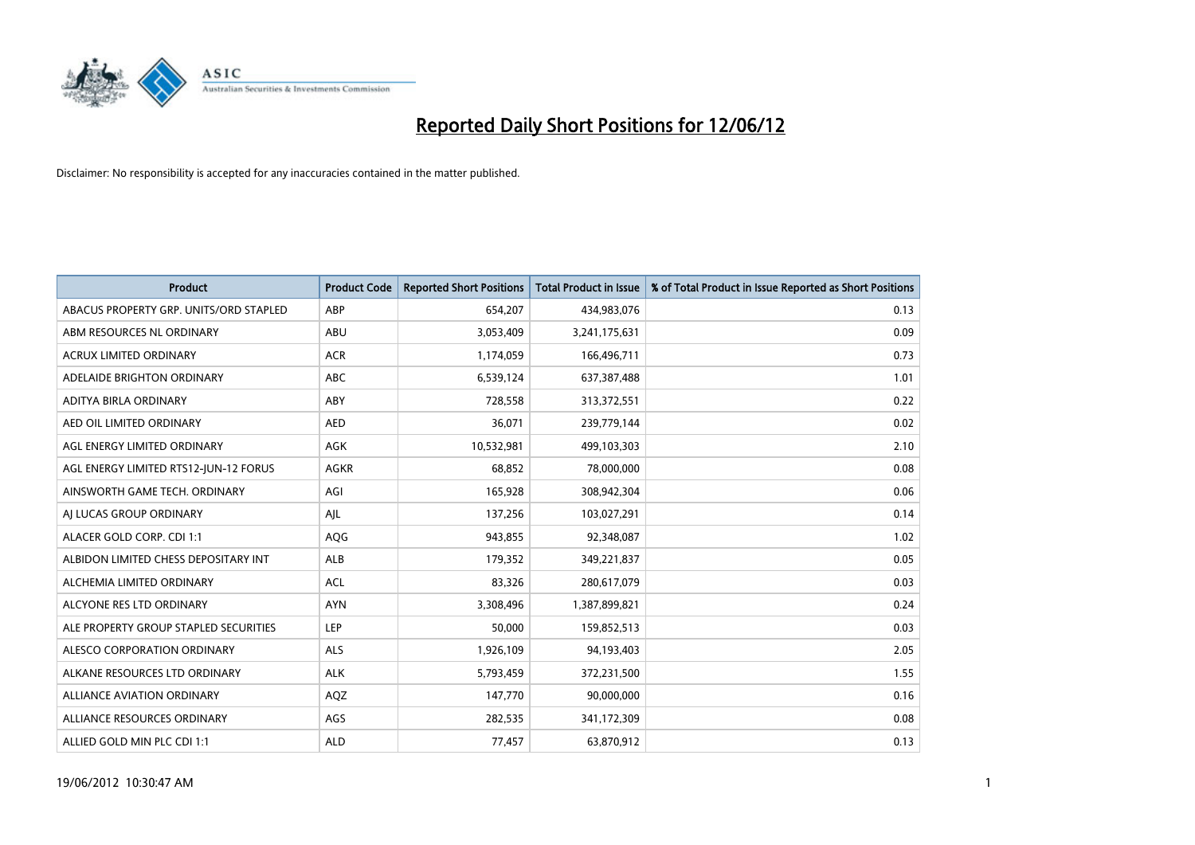# Reported Daily Short Positions for 12/06/12

Disclaimer: No responsibility is accepted for any inaccuracies contained in the matter published.

| Product | Product Code | Reported Short Positions | Total Product in Issue | % of Total Product in Issue Reported as Short Positions |
|---|---|---|---|---|
| ABACUS PROPERTY GRP. UNITS/ORD STAPLED | ABP | 654,207 | 434,983,076 | 0.13 |
| ABM RESOURCES NL ORDINARY | ABU | 3,053,409 | 3,241,175,631 | 0.09 |
| ACRUX LIMITED ORDINARY | ACR | 1,174,059 | 166,496,711 | 0.73 |
| ADELAIDE BRIGHTON ORDINARY | ABC | 6,539,124 | 637,387,488 | 1.01 |
| ADITYA BIRLA ORDINARY | ABY | 728,558 | 313,372,551 | 0.22 |
| AED OIL LIMITED ORDINARY | AED | 36,071 | 239,779,144 | 0.02 |
| AGL ENERGY LIMITED ORDINARY | AGK | 10,532,981 | 499,103,303 | 2.10 |
| AGL ENERGY LIMITED RTS12-JUN-12 FORUS | AGKR | 68,852 | 78,000,000 | 0.08 |
| AINSWORTH GAME TECH. ORDINARY | AGI | 165,928 | 308,942,304 | 0.06 |
| AJ LUCAS GROUP ORDINARY | AJL | 137,256 | 103,027,291 | 0.14 |
| ALACER GOLD CORP. CDI 1:1 | AQG | 943,855 | 92,348,087 | 1.02 |
| ALBIDON LIMITED CHESS DEPOSITARY INT | ALB | 179,352 | 349,221,837 | 0.05 |
| ALCHEMIA LIMITED ORDINARY | ACL | 83,326 | 280,617,079 | 0.03 |
| ALCYONE RES LTD ORDINARY | AYN | 3,308,496 | 1,387,899,821 | 0.24 |
| ALE PROPERTY GROUP STAPLED SECURITIES | LEP | 50,000 | 159,852,513 | 0.03 |
| ALESCO CORPORATION ORDINARY | ALS | 1,926,109 | 94,193,403 | 2.05 |
| ALKANE RESOURCES LTD ORDINARY | ALK | 5,793,459 | 372,231,500 | 1.55 |
| ALLIANCE AVIATION ORDINARY | AQZ | 147,770 | 90,000,000 | 0.16 |
| ALLIANCE RESOURCES ORDINARY | AGS | 282,535 | 341,172,309 | 0.08 |
| ALLIED GOLD MIN PLC CDI 1:1 | ALD | 77,457 | 63,870,912 | 0.13 |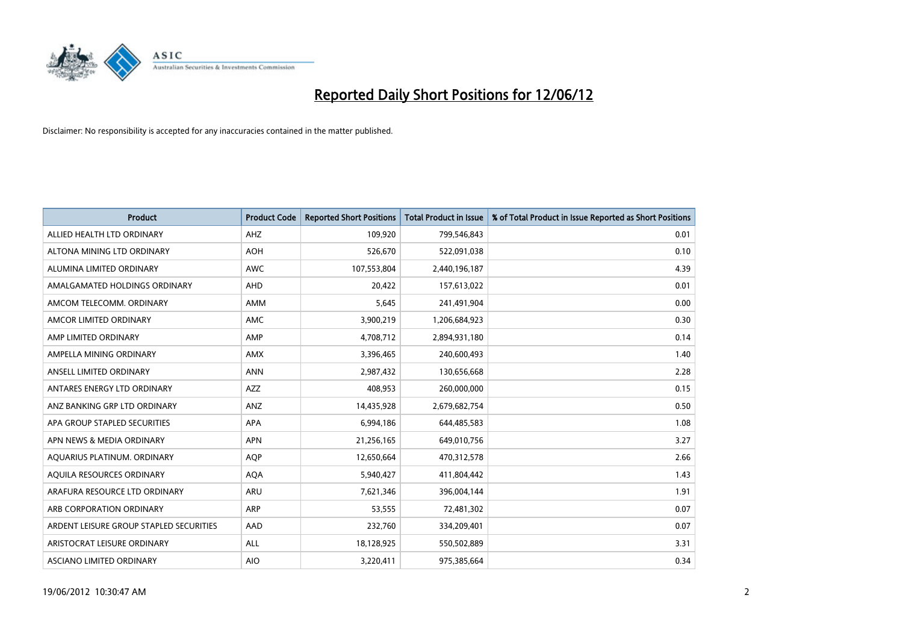# Reported Daily Short Positions for 12/06/12

Disclaimer: No responsibility is accepted for any inaccuracies contained in the matter published.

| Product | Product Code | Reported Short Positions | Total Product in Issue | % of Total Product in Issue Reported as Short Positions |
|---|---|---|---|---|
| ALLIED HEALTH LTD ORDINARY | AHZ | 109,920 | 799,546,843 | 0.01 |
| ALTONA MINING LTD ORDINARY | AOH | 526,670 | 522,091,038 | 0.10 |
| ALUMINA LIMITED ORDINARY | AWC | 107,553,804 | 2,440,196,187 | 4.39 |
| AMALGAMATED HOLDINGS ORDINARY | AHD | 20,422 | 157,613,022 | 0.01 |
| AMCOM TELECOMM. ORDINARY | AMM | 5,645 | 241,491,904 | 0.00 |
| AMCOR LIMITED ORDINARY | AMC | 3,900,219 | 1,206,684,923 | 0.30 |
| AMP LIMITED ORDINARY | AMP | 4,708,712 | 2,894,931,180 | 0.14 |
| AMPELLA MINING ORDINARY | AMX | 3,396,465 | 240,600,493 | 1.40 |
| ANSELL LIMITED ORDINARY | ANN | 2,987,432 | 130,656,668 | 2.28 |
| ANTARES ENERGY LTD ORDINARY | AZZ | 408,953 | 260,000,000 | 0.15 |
| ANZ BANKING GRP LTD ORDINARY | ANZ | 14,435,928 | 2,679,682,754 | 0.50 |
| APA GROUP STAPLED SECURITIES | APA | 6,994,186 | 644,485,583 | 1.08 |
| APN NEWS & MEDIA ORDINARY | APN | 21,256,165 | 649,010,756 | 3.27 |
| AQUARIUS PLATINUM. ORDINARY | AQP | 12,650,664 | 470,312,578 | 2.66 |
| AQUILA RESOURCES ORDINARY | AQA | 5,940,427 | 411,804,442 | 1.43 |
| ARAFURA RESOURCE LTD ORDINARY | ARU | 7,621,346 | 396,004,144 | 1.91 |
| ARB CORPORATION ORDINARY | ARP | 53,555 | 72,481,302 | 0.07 |
| ARDENT LEISURE GROUP STAPLED SECURITIES | AAD | 232,760 | 334,209,401 | 0.07 |
| ARISTOCRAT LEISURE ORDINARY | ALL | 18,128,925 | 550,502,889 | 3.31 |
| ASCIANO LIMITED ORDINARY | AIO | 3,220,411 | 975,385,664 | 0.34 |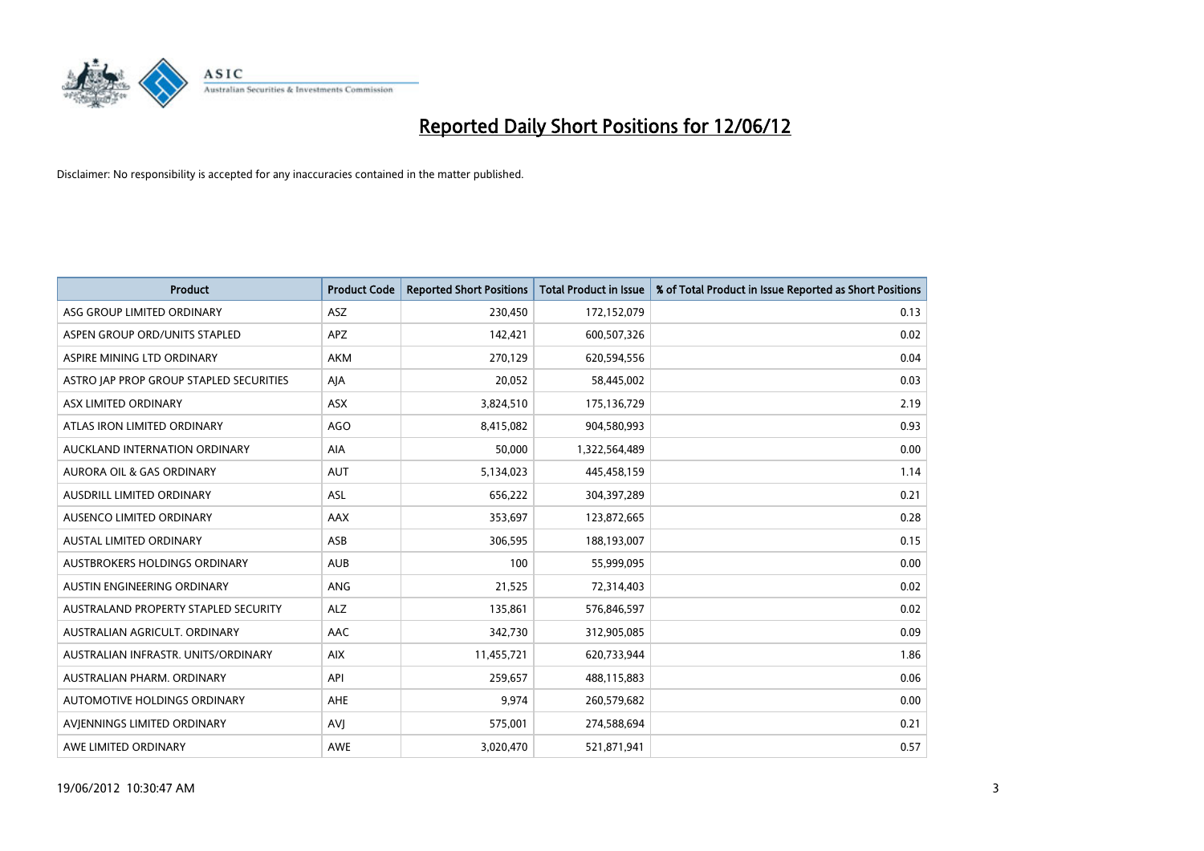# Reported Daily Short Positions for 12/06/12

Disclaimer: No responsibility is accepted for any inaccuracies contained in the matter published.

| Product | Product Code | Reported Short Positions | Total Product in Issue | % of Total Product in Issue Reported as Short Positions |
|---|---|---|---|---|
| ASG GROUP LIMITED ORDINARY | ASZ | 230,450 | 172,152,079 | 0.13 |
| ASPEN GROUP ORD/UNITS STAPLED | APZ | 142,421 | 600,507,326 | 0.02 |
| ASPIRE MINING LTD ORDINARY | AKM | 270,129 | 620,594,556 | 0.04 |
| ASTRO JAP PROP GROUP STAPLED SECURITIES | AJA | 20,052 | 58,445,002 | 0.03 |
| ASX LIMITED ORDINARY | ASX | 3,824,510 | 175,136,729 | 2.19 |
| ATLAS IRON LIMITED ORDINARY | AGO | 8,415,082 | 904,580,993 | 0.93 |
| AUCKLAND INTERNATION ORDINARY | AIA | 50,000 | 1,322,564,489 | 0.00 |
| AURORA OIL & GAS ORDINARY | AUT | 5,134,023 | 445,458,159 | 1.14 |
| AUSDRILL LIMITED ORDINARY | ASL | 656,222 | 304,397,289 | 0.21 |
| AUSENCO LIMITED ORDINARY | AAX | 353,697 | 123,872,665 | 0.28 |
| AUSTAL LIMITED ORDINARY | ASB | 306,595 | 188,193,007 | 0.15 |
| AUSTBROKERS HOLDINGS ORDINARY | AUB | 100 | 55,999,095 | 0.00 |
| AUSTIN ENGINEERING ORDINARY | ANG | 21,525 | 72,314,403 | 0.02 |
| AUSTRALAND PROPERTY STAPLED SECURITY | ALZ | 135,861 | 576,846,597 | 0.02 |
| AUSTRALIAN AGRICULT. ORDINARY | AAC | 342,730 | 312,905,085 | 0.09 |
| AUSTRALIAN INFRASTR. UNITS/ORDINARY | AIX | 11,455,721 | 620,733,944 | 1.86 |
| AUSTRALIAN PHARM. ORDINARY | API | 259,657 | 488,115,883 | 0.06 |
| AUTOMOTIVE HOLDINGS ORDINARY | AHE | 9,974 | 260,579,682 | 0.00 |
| AVJENNINGS LIMITED ORDINARY | AVJ | 575,001 | 274,588,694 | 0.21 |
| AWE LIMITED ORDINARY | AWE | 3,020,470 | 521,871,941 | 0.57 |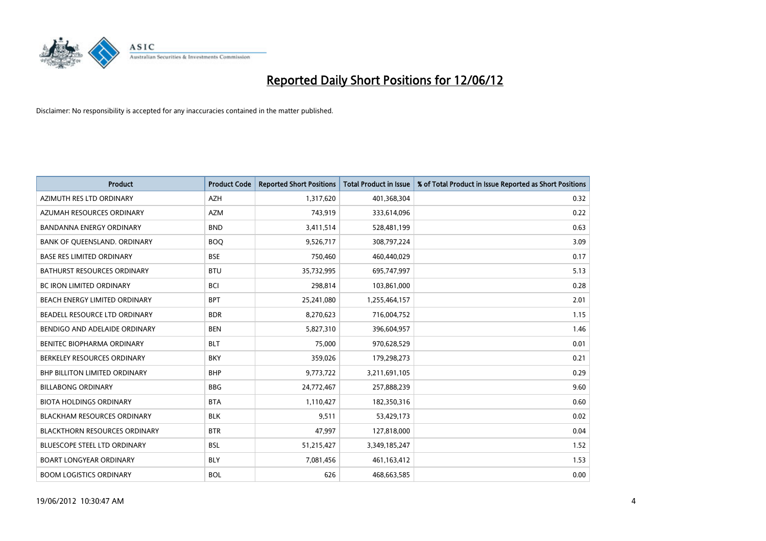# Reported Daily Short Positions for 12/06/12

Disclaimer: No responsibility is accepted for any inaccuracies contained in the matter published.

| Product | Product Code | Reported Short Positions | Total Product in Issue | % of Total Product in Issue Reported as Short Positions |
|---|---|---|---|---|
| AZIMUTH RES LTD ORDINARY | AZH | 1,317,620 | 401,368,304 | 0.32 |
| AZUMAH RESOURCES ORDINARY | AZM | 743,919 | 333,614,096 | 0.22 |
| BANDANNA ENERGY ORDINARY | BND | 3,411,514 | 528,481,199 | 0.63 |
| BANK OF QUEENSLAND. ORDINARY | BOQ | 9,526,717 | 308,797,224 | 3.09 |
| BASE RES LIMITED ORDINARY | BSE | 750,460 | 460,440,029 | 0.17 |
| BATHURST RESOURCES ORDINARY | BTU | 35,732,995 | 695,747,997 | 5.13 |
| BC IRON LIMITED ORDINARY | BCI | 298,814 | 103,861,000 | 0.28 |
| BEACH ENERGY LIMITED ORDINARY | BPT | 25,241,080 | 1,255,464,157 | 2.01 |
| BEADELL RESOURCE LTD ORDINARY | BDR | 8,270,623 | 716,004,752 | 1.15 |
| BENDIGO AND ADELAIDE ORDINARY | BEN | 5,827,310 | 396,604,957 | 1.46 |
| BENITEC BIOPHARMA ORDINARY | BLT | 75,000 | 970,628,529 | 0.01 |
| BERKELEY RESOURCES ORDINARY | BKY | 359,026 | 179,298,273 | 0.21 |
| BHP BILLITON LIMITED ORDINARY | BHP | 9,773,722 | 3,211,691,105 | 0.29 |
| BILLABONG ORDINARY | BBG | 24,772,467 | 257,888,239 | 9.60 |
| BIOTA HOLDINGS ORDINARY | BTA | 1,110,427 | 182,350,316 | 0.60 |
| BLACKHAM RESOURCES ORDINARY | BLK | 9,511 | 53,429,173 | 0.02 |
| BLACKTHORN RESOURCES ORDINARY | BTR | 47,997 | 127,818,000 | 0.04 |
| BLUESCOPE STEEL LTD ORDINARY | BSL | 51,215,427 | 3,349,185,247 | 1.52 |
| BOART LONGYEAR ORDINARY | BLY | 7,081,456 | 461,163,412 | 1.53 |
| BOOM LOGISTICS ORDINARY | BOL | 626 | 468,663,585 | 0.00 |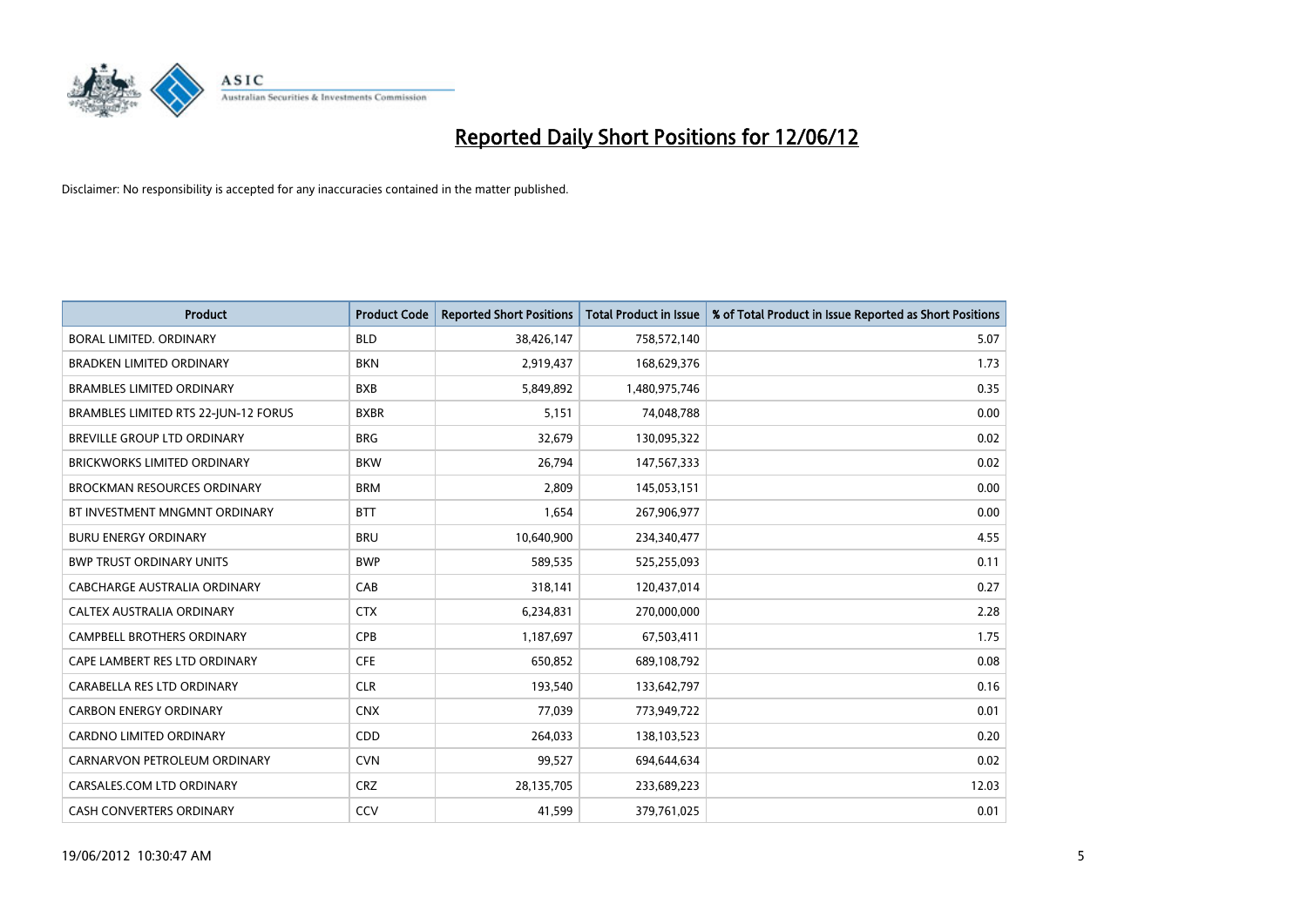# Reported Daily Short Positions for 12/06/12

Disclaimer: No responsibility is accepted for any inaccuracies contained in the matter published.

| Product | Product Code | Reported Short Positions | Total Product in Issue | % of Total Product in Issue Reported as Short Positions |
|---|---|---|---|---|
| BORAL LIMITED. ORDINARY | BLD | 38,426,147 | 758,572,140 | 5.07 |
| BRADKEN LIMITED ORDINARY | BKN | 2,919,437 | 168,629,376 | 1.73 |
| BRAMBLES LIMITED ORDINARY | BXB | 5,849,892 | 1,480,975,746 | 0.35 |
| BRAMBLES LIMITED RTS 22-JUN-12 FORUS | BXBR | 5,151 | 74,048,788 | 0.00 |
| BREVILLE GROUP LTD ORDINARY | BRG | 32,679 | 130,095,322 | 0.02 |
| BRICKWORKS LIMITED ORDINARY | BKW | 26,794 | 147,567,333 | 0.02 |
| BROCKMAN RESOURCES ORDINARY | BRM | 2,809 | 145,053,151 | 0.00 |
| BT INVESTMENT MNGMNT ORDINARY | BTT | 1,654 | 267,906,977 | 0.00 |
| BURU ENERGY ORDINARY | BRU | 10,640,900 | 234,340,477 | 4.55 |
| BWP TRUST ORDINARY UNITS | BWP | 589,535 | 525,255,093 | 0.11 |
| CABCHARGE AUSTRALIA ORDINARY | CAB | 318,141 | 120,437,014 | 0.27 |
| CALTEX AUSTRALIA ORDINARY | CTX | 6,234,831 | 270,000,000 | 2.28 |
| CAMPBELL BROTHERS ORDINARY | CPB | 1,187,697 | 67,503,411 | 1.75 |
| CAPE LAMBERT RES LTD ORDINARY | CFE | 650,852 | 689,108,792 | 0.08 |
| CARABELLA RES LTD ORDINARY | CLR | 193,540 | 133,642,797 | 0.16 |
| CARBON ENERGY ORDINARY | CNX | 77,039 | 773,949,722 | 0.01 |
| CARDNO LIMITED ORDINARY | CDD | 264,033 | 138,103,523 | 0.20 |
| CARNARVON PETROLEUM ORDINARY | CVN | 99,527 | 694,644,634 | 0.02 |
| CARSALES.COM LTD ORDINARY | CRZ | 28,135,705 | 233,689,223 | 12.03 |
| CASH CONVERTERS ORDINARY | CCV | 41,599 | 379,761,025 | 0.01 |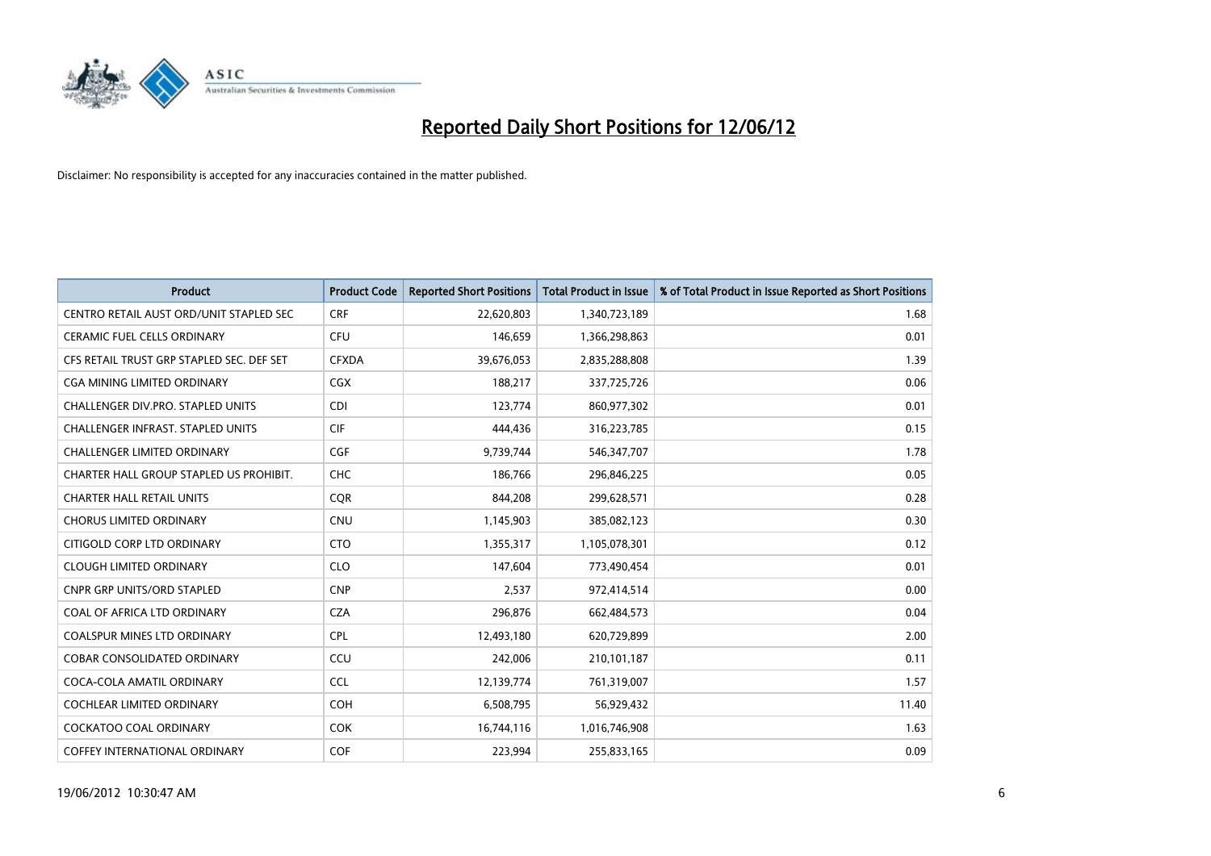# Reported Daily Short Positions for 12/06/12

Disclaimer: No responsibility is accepted for any inaccuracies contained in the matter published.

| Product | Product Code | Reported Short Positions | Total Product in Issue | % of Total Product in Issue Reported as Short Positions |
|---|---|---|---|---|
| CENTRO RETAIL AUST ORD/UNIT STAPLED SEC | CRF | 22,620,803 | 1,340,723,189 | 1.68 |
| CERAMIC FUEL CELLS ORDINARY | CFU | 146,659 | 1,366,298,863 | 0.01 |
| CFS RETAIL TRUST GRP STAPLED SEC. DEF SET | CFXDA | 39,676,053 | 2,835,288,808 | 1.39 |
| CGA MINING LIMITED ORDINARY | CGX | 188,217 | 337,725,726 | 0.06 |
| CHALLENGER DIV.PRO. STAPLED UNITS | CDI | 123,774 | 860,977,302 | 0.01 |
| CHALLENGER INFRAST. STAPLED UNITS | CIF | 444,436 | 316,223,785 | 0.15 |
| CHALLENGER LIMITED ORDINARY | CGF | 9,739,744 | 546,347,707 | 1.78 |
| CHARTER HALL GROUP STAPLED US PROHIBIT. | CHC | 186,766 | 296,846,225 | 0.05 |
| CHARTER HALL RETAIL UNITS | CQR | 844,208 | 299,628,571 | 0.28 |
| CHORUS LIMITED ORDINARY | CNU | 1,145,903 | 385,082,123 | 0.30 |
| CITIGOLD CORP LTD ORDINARY | CTO | 1,355,317 | 1,105,078,301 | 0.12 |
| CLOUGH LIMITED ORDINARY | CLO | 147,604 | 773,490,454 | 0.01 |
| CNPR GRP UNITS/ORD STAPLED | CNP | 2,537 | 972,414,514 | 0.00 |
| COAL OF AFRICA LTD ORDINARY | CZA | 296,876 | 662,484,573 | 0.04 |
| COALSPUR MINES LTD ORDINARY | CPL | 12,493,180 | 620,729,899 | 2.00 |
| COBAR CONSOLIDATED ORDINARY | CCU | 242,006 | 210,101,187 | 0.11 |
| COCA-COLA AMATIL ORDINARY | CCL | 12,139,774 | 761,319,007 | 1.57 |
| COCHLEAR LIMITED ORDINARY | COH | 6,508,795 | 56,929,432 | 11.40 |
| COCKATOO COAL ORDINARY | COK | 16,744,116 | 1,016,746,908 | 1.63 |
| COFFEY INTERNATIONAL ORDINARY | COF | 223,994 | 255,833,165 | 0.09 |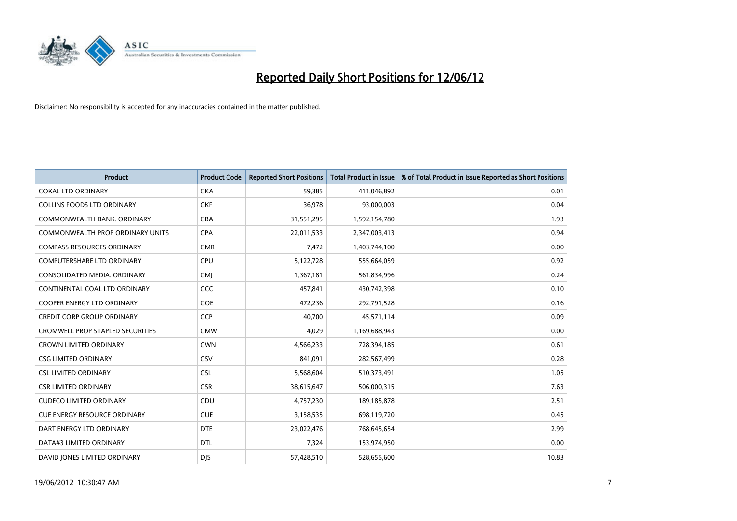# Reported Daily Short Positions for 12/06/12

Disclaimer: No responsibility is accepted for any inaccuracies contained in the matter published.

| Product | Product Code | Reported Short Positions | Total Product in Issue | % of Total Product in Issue Reported as Short Positions |
|---|---|---|---|---|
| COKAL LTD ORDINARY | CKA | 59,385 | 411,046,892 | 0.01 |
| COLLINS FOODS LTD ORDINARY | CKF | 36,978 | 93,000,003 | 0.04 |
| COMMONWEALTH BANK. ORDINARY | CBA | 31,551,295 | 1,592,154,780 | 1.93 |
| COMMONWEALTH PROP ORDINARY UNITS | CPA | 22,011,533 | 2,347,003,413 | 0.94 |
| COMPASS RESOURCES ORDINARY | CMR | 7,472 | 1,403,744,100 | 0.00 |
| COMPUTERSHARE LTD ORDINARY | CPU | 5,122,728 | 555,664,059 | 0.92 |
| CONSOLIDATED MEDIA. ORDINARY | CMJ | 1,367,181 | 561,834,996 | 0.24 |
| CONTINENTAL COAL LTD ORDINARY | CCC | 457,841 | 430,742,398 | 0.10 |
| COOPER ENERGY LTD ORDINARY | COE | 472,236 | 292,791,528 | 0.16 |
| CREDIT CORP GROUP ORDINARY | CCP | 40,700 | 45,571,114 | 0.09 |
| CROMWELL PROP STAPLED SECURITIES | CMW | 4,029 | 1,169,688,943 | 0.00 |
| CROWN LIMITED ORDINARY | CWN | 4,566,233 | 728,394,185 | 0.61 |
| CSG LIMITED ORDINARY | CSV | 841,091 | 282,567,499 | 0.28 |
| CSL LIMITED ORDINARY | CSL | 5,568,604 | 510,373,491 | 1.05 |
| CSR LIMITED ORDINARY | CSR | 38,615,647 | 506,000,315 | 7.63 |
| CUDECO LIMITED ORDINARY | CDU | 4,757,230 | 189,185,878 | 2.51 |
| CUE ENERGY RESOURCE ORDINARY | CUE | 3,158,535 | 698,119,720 | 0.45 |
| DART ENERGY LTD ORDINARY | DTE | 23,022,476 | 768,645,654 | 2.99 |
| DATA#3 LIMITED ORDINARY | DTL | 7,324 | 153,974,950 | 0.00 |
| DAVID JONES LIMITED ORDINARY | DJS | 57,428,510 | 528,655,600 | 10.83 |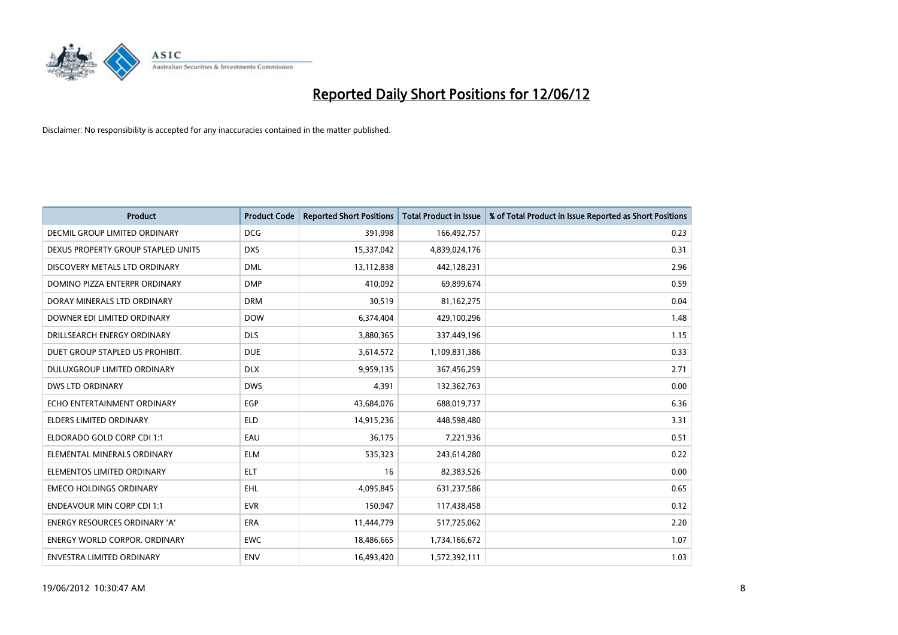# Reported Daily Short Positions for 12/06/12

Disclaimer: No responsibility is accepted for any inaccuracies contained in the matter published.

| Product | Product Code | Reported Short Positions | Total Product in Issue | % of Total Product in Issue Reported as Short Positions |
|---|---|---|---|---|
| DECMIL GROUP LIMITED ORDINARY | DCG | 391,998 | 166,492,757 | 0.23 |
| DEXUS PROPERTY GROUP STAPLED UNITS | DXS | 15,337,042 | 4,839,024,176 | 0.31 |
| DISCOVERY METALS LTD ORDINARY | DML | 13,112,838 | 442,128,231 | 2.96 |
| DOMINO PIZZA ENTERPR ORDINARY | DMP | 410,092 | 69,899,674 | 0.59 |
| DORAY MINERALS LTD ORDINARY | DRM | 30,519 | 81,162,275 | 0.04 |
| DOWNER EDI LIMITED ORDINARY | DOW | 6,374,404 | 429,100,296 | 1.48 |
| DRILLSEARCH ENERGY ORDINARY | DLS | 3,880,365 | 337,449,196 | 1.15 |
| DUET GROUP STAPLED US PROHIBIT. | DUE | 3,614,572 | 1,109,831,386 | 0.33 |
| DULUXGROUP LIMITED ORDINARY | DLX | 9,959,135 | 367,456,259 | 2.71 |
| DWS LTD ORDINARY | DWS | 4,391 | 132,362,763 | 0.00 |
| ECHO ENTERTAINMENT ORDINARY | EGP | 43,684,076 | 688,019,737 | 6.36 |
| ELDERS LIMITED ORDINARY | ELD | 14,915,236 | 448,598,480 | 3.31 |
| ELDORADO GOLD CORP CDI 1:1 | EAU | 36,175 | 7,221,936 | 0.51 |
| ELEMENTAL MINERALS ORDINARY | ELM | 535,323 | 243,614,280 | 0.22 |
| ELEMENTOS LIMITED ORDINARY | ELT | 16 | 82,383,526 | 0.00 |
| EMECO HOLDINGS ORDINARY | EHL | 4,095,845 | 631,237,586 | 0.65 |
| ENDEAVOUR MIN CORP CDI 1:1 | EVR | 150,947 | 117,438,458 | 0.12 |
| ENERGY RESOURCES ORDINARY 'A' | ERA | 11,444,779 | 517,725,062 | 2.20 |
| ENERGY WORLD CORPOR. ORDINARY | EWC | 18,486,665 | 1,734,166,672 | 1.07 |
| ENVESTRA LIMITED ORDINARY | ENV | 16,493,420 | 1,572,392,111 | 1.03 |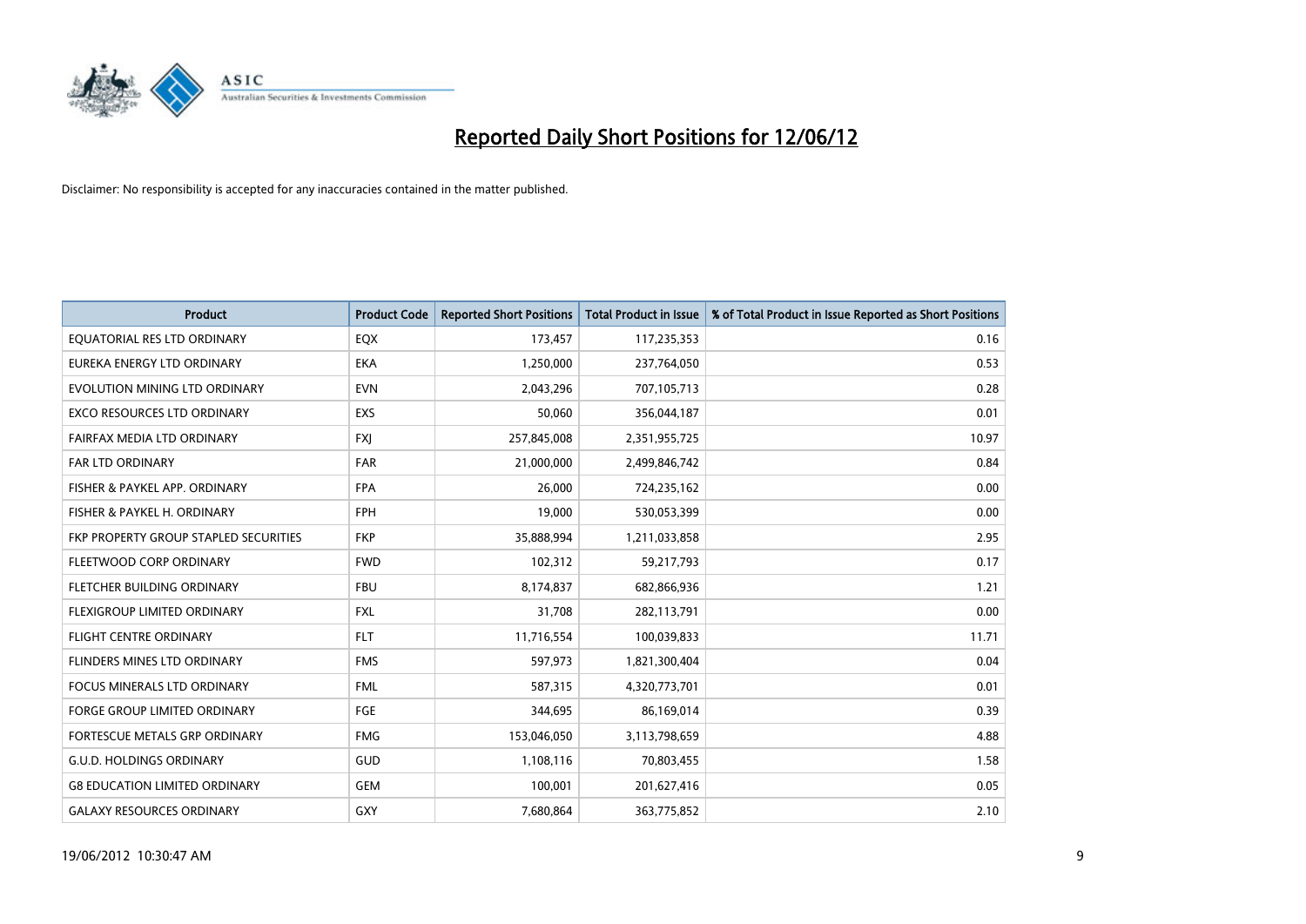# Reported Daily Short Positions for 12/06/12

Disclaimer: No responsibility is accepted for any inaccuracies contained in the matter published.

| Product | Product Code | Reported Short Positions | Total Product in Issue | % of Total Product in Issue Reported as Short Positions |
|---|---|---|---|---|
| EQUATORIAL RES LTD ORDINARY | EQX | 173,457 | 117,235,353 | 0.16 |
| EUREKA ENERGY LTD ORDINARY | EKA | 1,250,000 | 237,764,050 | 0.53 |
| EVOLUTION MINING LTD ORDINARY | EVN | 2,043,296 | 707,105,713 | 0.28 |
| EXCO RESOURCES LTD ORDINARY | EXS | 50,060 | 356,044,187 | 0.01 |
| FAIRFAX MEDIA LTD ORDINARY | FXJ | 257,845,008 | 2,351,955,725 | 10.97 |
| FAR LTD ORDINARY | FAR | 21,000,000 | 2,499,846,742 | 0.84 |
| FISHER & PAYKEL APP. ORDINARY | FPA | 26,000 | 724,235,162 | 0.00 |
| FISHER & PAYKEL H. ORDINARY | FPH | 19,000 | 530,053,399 | 0.00 |
| FKP PROPERTY GROUP STAPLED SECURITIES | FKP | 35,888,994 | 1,211,033,858 | 2.95 |
| FLEETWOOD CORP ORDINARY | FWD | 102,312 | 59,217,793 | 0.17 |
| FLETCHER BUILDING ORDINARY | FBU | 8,174,837 | 682,866,936 | 1.21 |
| FLEXIGROUP LIMITED ORDINARY | FXL | 31,708 | 282,113,791 | 0.00 |
| FLIGHT CENTRE ORDINARY | FLT | 11,716,554 | 100,039,833 | 11.71 |
| FLINDERS MINES LTD ORDINARY | FMS | 597,973 | 1,821,300,404 | 0.04 |
| FOCUS MINERALS LTD ORDINARY | FML | 587,315 | 4,320,773,701 | 0.01 |
| FORGE GROUP LIMITED ORDINARY | FGE | 344,695 | 86,169,014 | 0.39 |
| FORTESCUE METALS GRP ORDINARY | FMG | 153,046,050 | 3,113,798,659 | 4.88 |
| G.U.D. HOLDINGS ORDINARY | GUD | 1,108,116 | 70,803,455 | 1.58 |
| G8 EDUCATION LIMITED ORDINARY | GEM | 100,001 | 201,627,416 | 0.05 |
| GALAXY RESOURCES ORDINARY | GXY | 7,680,864 | 363,775,852 | 2.10 |

19/06/2012 10:30:47 AM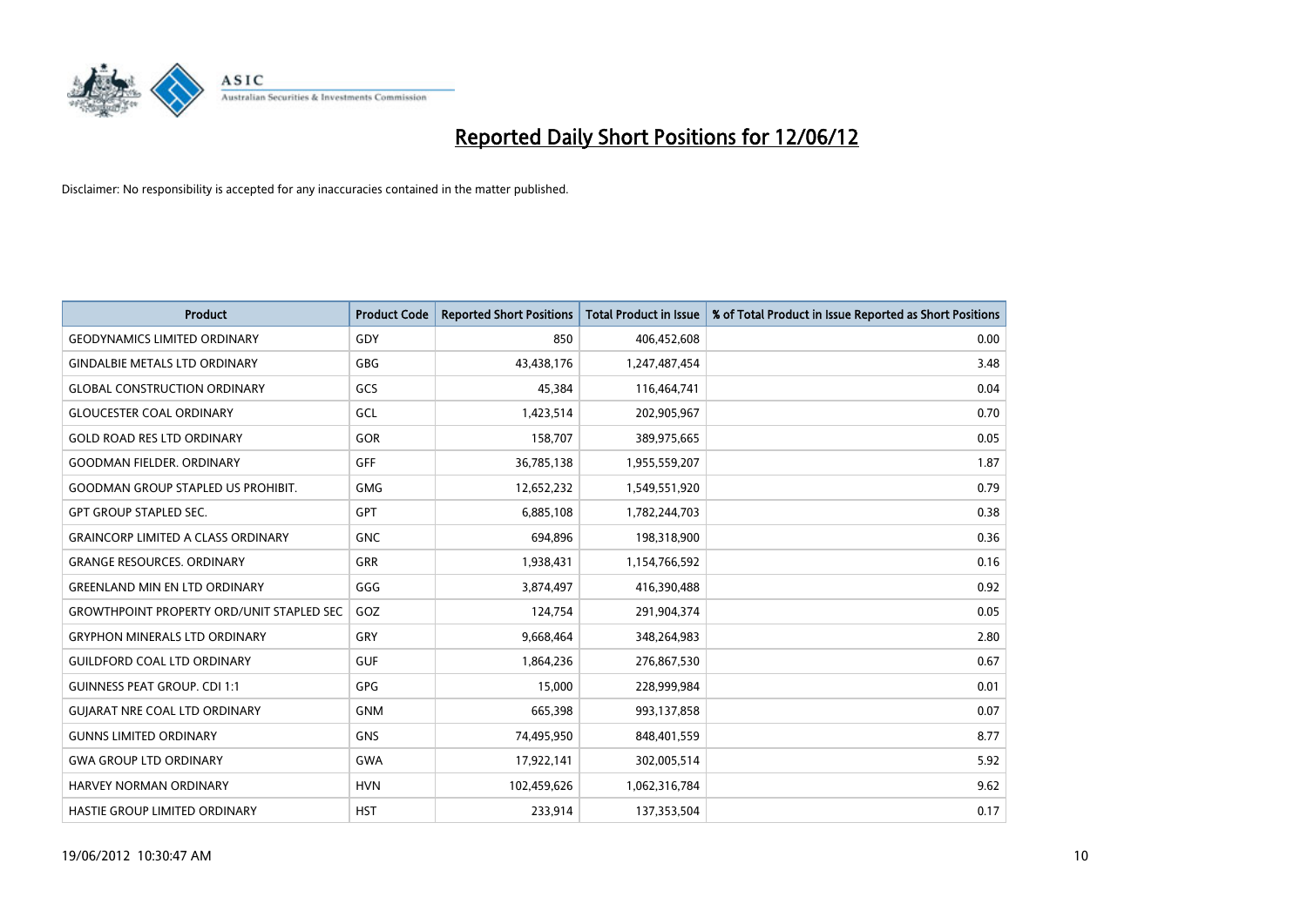# Reported Daily Short Positions for 12/06/12

Disclaimer: No responsibility is accepted for any inaccuracies contained in the matter published.

| Product | Product Code | Reported Short Positions | Total Product in Issue | % of Total Product in Issue Reported as Short Positions |
|---|---|---|---|---|
| GEODYNAMICS LIMITED ORDINARY | GDY | 850 | 406,452,608 | 0.00 |
| GINDALBIE METALS LTD ORDINARY | GBG | 43,438,176 | 1,247,487,454 | 3.48 |
| GLOBAL CONSTRUCTION ORDINARY | GCS | 45,384 | 116,464,741 | 0.04 |
| GLOUCESTER COAL ORDINARY | GCL | 1,423,514 | 202,905,967 | 0.70 |
| GOLD ROAD RES LTD ORDINARY | GOR | 158,707 | 389,975,665 | 0.05 |
| GOODMAN FIELDER. ORDINARY | GFF | 36,785,138 | 1,955,559,207 | 1.87 |
| GOODMAN GROUP STAPLED US PROHIBIT. | GMG | 12,652,232 | 1,549,551,920 | 0.79 |
| GPT GROUP STAPLED SEC. | GPT | 6,885,108 | 1,782,244,703 | 0.38 |
| GRAINCORP LIMITED A CLASS ORDINARY | GNC | 694,896 | 198,318,900 | 0.36 |
| GRANGE RESOURCES. ORDINARY | GRR | 1,938,431 | 1,154,766,592 | 0.16 |
| GREENLAND MIN EN LTD ORDINARY | GGG | 3,874,497 | 416,390,488 | 0.92 |
| GROWTHPOINT PROPERTY ORD/UNIT STAPLED SEC | GOZ | 124,754 | 291,904,374 | 0.05 |
| GRYPHON MINERALS LTD ORDINARY | GRY | 9,668,464 | 348,264,983 | 2.80 |
| GUILDFORD COAL LTD ORDINARY | GUF | 1,864,236 | 276,867,530 | 0.67 |
| GUINNESS PEAT GROUP. CDI 1:1 | GPG | 15,000 | 228,999,984 | 0.01 |
| GUJARAT NRE COAL LTD ORDINARY | GNM | 665,398 | 993,137,858 | 0.07 |
| GUNNS LIMITED ORDINARY | GNS | 74,495,950 | 848,401,559 | 8.77 |
| GWA GROUP LTD ORDINARY | GWA | 17,922,141 | 302,005,514 | 5.92 |
| HARVEY NORMAN ORDINARY | HVN | 102,459,626 | 1,062,316,784 | 9.62 |
| HASTIE GROUP LIMITED ORDINARY | HST | 233,914 | 137,353,504 | 0.17 |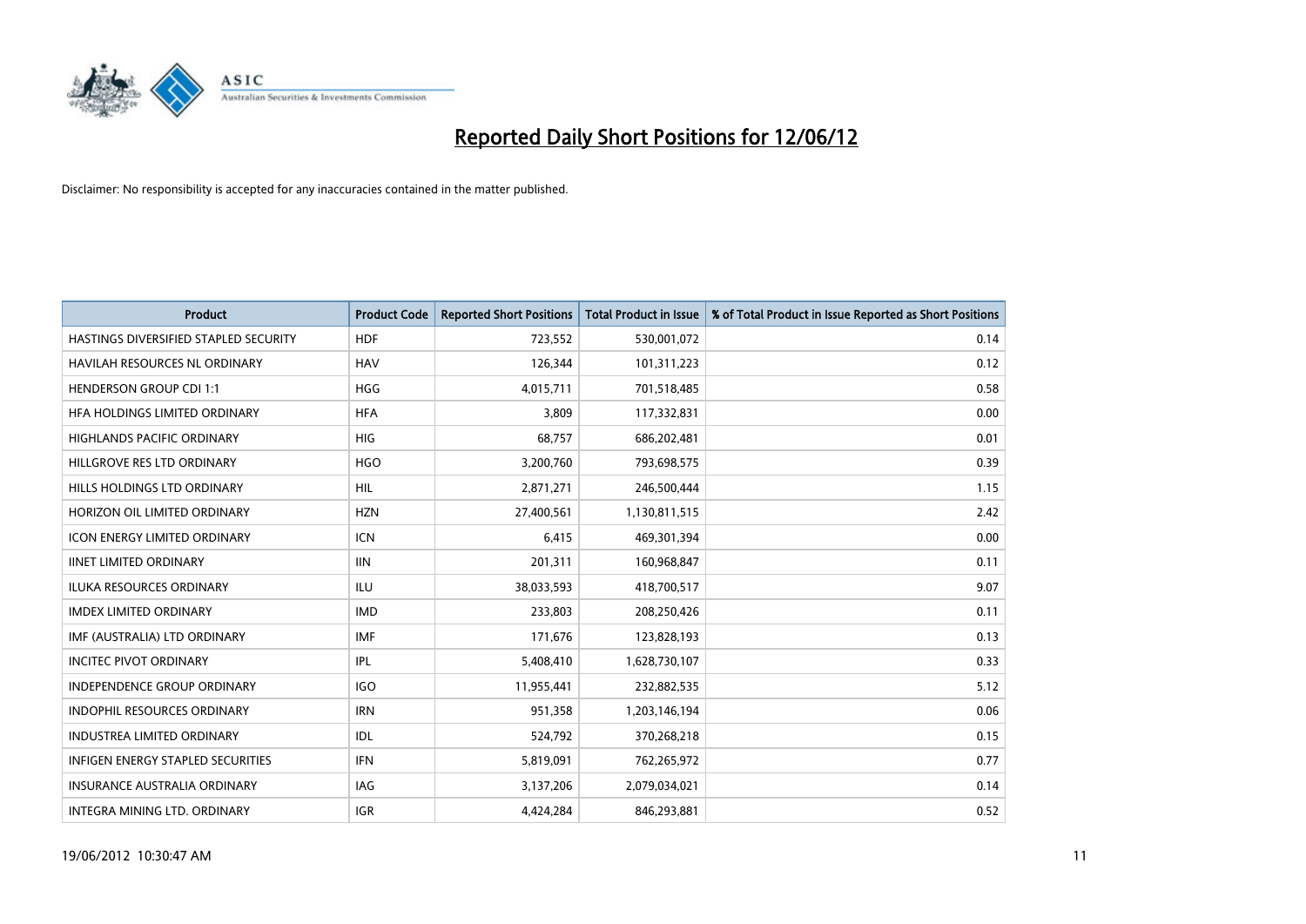# Reported Daily Short Positions for 12/06/12

Disclaimer: No responsibility is accepted for any inaccuracies contained in the matter published.

| Product | Product Code | Reported Short Positions | Total Product in Issue | % of Total Product in Issue Reported as Short Positions |
|---|---|---|---|---|
| HASTINGS DIVERSIFIED STAPLED SECURITY | HDF | 723,552 | 530,001,072 | 0.14 |
| HAVILAH RESOURCES NL ORDINARY | HAV | 126,344 | 101,311,223 | 0.12 |
| HENDERSON GROUP CDI 1:1 | HGG | 4,015,711 | 701,518,485 | 0.58 |
| HFA HOLDINGS LIMITED ORDINARY | HFA | 3,809 | 117,332,831 | 0.00 |
| HIGHLANDS PACIFIC ORDINARY | HIG | 68,757 | 686,202,481 | 0.01 |
| HILLGROVE RES LTD ORDINARY | HGO | 3,200,760 | 793,698,575 | 0.39 |
| HILLS HOLDINGS LTD ORDINARY | HIL | 2,871,271 | 246,500,444 | 1.15 |
| HORIZON OIL LIMITED ORDINARY | HZN | 27,400,561 | 1,130,811,515 | 2.42 |
| ICON ENERGY LIMITED ORDINARY | ICN | 6,415 | 469,301,394 | 0.00 |
| IINET LIMITED ORDINARY | IIN | 201,311 | 160,968,847 | 0.11 |
| ILUKA RESOURCES ORDINARY | ILU | 38,033,593 | 418,700,517 | 9.07 |
| IMDEX LIMITED ORDINARY | IMD | 233,803 | 208,250,426 | 0.11 |
| IMF (AUSTRALIA) LTD ORDINARY | IMF | 171,676 | 123,828,193 | 0.13 |
| INCITEC PIVOT ORDINARY | IPL | 5,408,410 | 1,628,730,107 | 0.33 |
| INDEPENDENCE GROUP ORDINARY | IGO | 11,955,441 | 232,882,535 | 5.12 |
| INDOPHIL RESOURCES ORDINARY | IRN | 951,358 | 1,203,146,194 | 0.06 |
| INDUSTREA LIMITED ORDINARY | IDL | 524,792 | 370,268,218 | 0.15 |
| INFIGEN ENERGY STAPLED SECURITIES | IFN | 5,819,091 | 762,265,972 | 0.77 |
| INSURANCE AUSTRALIA ORDINARY | IAG | 3,137,206 | 2,079,034,021 | 0.14 |
| INTEGRA MINING LTD. ORDINARY | IGR | 4,424,284 | 846,293,881 | 0.52 |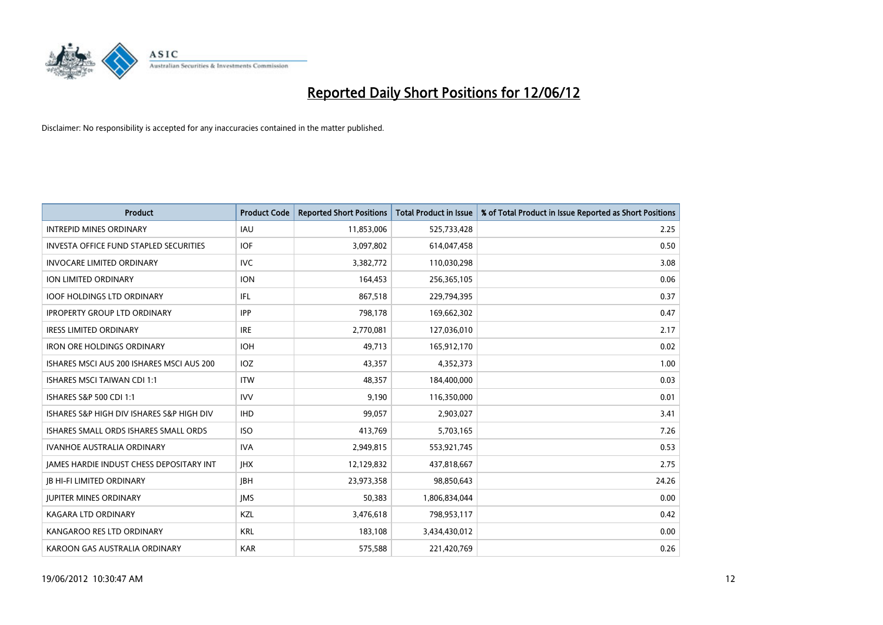# Reported Daily Short Positions for 12/06/12

Disclaimer: No responsibility is accepted for any inaccuracies contained in the matter published.

| Product | Product Code | Reported Short Positions | Total Product in Issue | % of Total Product in Issue Reported as Short Positions |
|---|---|---|---|---|
| INTREPID MINES ORDINARY | IAU | 11,853,006 | 525,733,428 | 2.25 |
| INVESTA OFFICE FUND STAPLED SECURITIES | IOF | 3,097,802 | 614,047,458 | 0.50 |
| INVOCARE LIMITED ORDINARY | IVC | 3,382,772 | 110,030,298 | 3.08 |
| ION LIMITED ORDINARY | ION | 164,453 | 256,365,105 | 0.06 |
| IOOF HOLDINGS LTD ORDINARY | IFL | 867,518 | 229,794,395 | 0.37 |
| IPROPERTY GROUP LTD ORDINARY | IPP | 798,178 | 169,662,302 | 0.47 |
| IRESS LIMITED ORDINARY | IRE | 2,770,081 | 127,036,010 | 2.17 |
| IRON ORE HOLDINGS ORDINARY | IOH | 49,713 | 165,912,170 | 0.02 |
| ISHARES MSCI AUS 200 ISHARES MSCI AUS 200 | IOZ | 43,357 | 4,352,373 | 1.00 |
| ISHARES MSCI TAIWAN CDI 1:1 | ITW | 48,357 | 184,400,000 | 0.03 |
| ISHARES S&P 500 CDI 1:1 | IVV | 9,190 | 116,350,000 | 0.01 |
| ISHARES S&P HIGH DIV ISHARES S&P HIGH DIV | IHD | 99,057 | 2,903,027 | 3.41 |
| ISHARES SMALL ORDS ISHARES SMALL ORDS | ISO | 413,769 | 5,703,165 | 7.26 |
| IVANHOE AUSTRALIA ORDINARY | IVA | 2,949,815 | 553,921,745 | 0.53 |
| JAMES HARDIE INDUST CHESS DEPOSITARY INT | JHX | 12,129,832 | 437,818,667 | 2.75 |
| JB HI-FI LIMITED ORDINARY | JBH | 23,973,358 | 98,850,643 | 24.26 |
| JUPITER MINES ORDINARY | JMS | 50,383 | 1,806,834,044 | 0.00 |
| KAGARA LTD ORDINARY | KZL | 3,476,618 | 798,953,117 | 0.42 |
| KANGAROO RES LTD ORDINARY | KRL | 183,108 | 3,434,430,012 | 0.00 |
| KAROON GAS AUSTRALIA ORDINARY | KAR | 575,588 | 221,420,769 | 0.26 |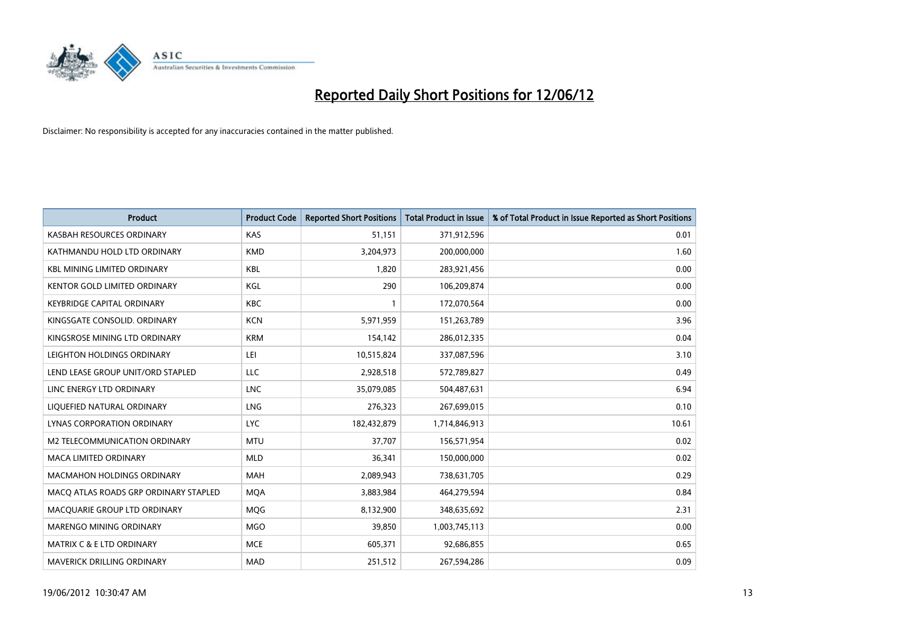# Reported Daily Short Positions for 12/06/12

Disclaimer: No responsibility is accepted for any inaccuracies contained in the matter published.

| Product | Product Code | Reported Short Positions | Total Product in Issue | % of Total Product in Issue Reported as Short Positions |
|---|---|---|---|---|
| KASBAH RESOURCES ORDINARY | KAS | 51,151 | 371,912,596 | 0.01 |
| KATHMANDU HOLD LTD ORDINARY | KMD | 3,204,973 | 200,000,000 | 1.60 |
| KBL MINING LIMITED ORDINARY | KBL | 1,820 | 283,921,456 | 0.00 |
| KENTOR GOLD LIMITED ORDINARY | KGL | 290 | 106,209,874 | 0.00 |
| KEYBRIDGE CAPITAL ORDINARY | KBC | 1 | 172,070,564 | 0.00 |
| KINGSGATE CONSOLID. ORDINARY | KCN | 5,971,959 | 151,263,789 | 3.96 |
| KINGSROSE MINING LTD ORDINARY | KRM | 154,142 | 286,012,335 | 0.04 |
| LEIGHTON HOLDINGS ORDINARY | LEI | 10,515,824 | 337,087,596 | 3.10 |
| LEND LEASE GROUP UNIT/ORD STAPLED | LLC | 2,928,518 | 572,789,827 | 0.49 |
| LINC ENERGY LTD ORDINARY | LNC | 35,079,085 | 504,487,631 | 6.94 |
| LIQUEFIED NATURAL ORDINARY | LNG | 276,323 | 267,699,015 | 0.10 |
| LYNAS CORPORATION ORDINARY | LYC | 182,432,879 | 1,714,846,913 | 10.61 |
| M2 TELECOMMUNICATION ORDINARY | MTU | 37,707 | 156,571,954 | 0.02 |
| MACA LIMITED ORDINARY | MLD | 36,341 | 150,000,000 | 0.02 |
| MACMAHON HOLDINGS ORDINARY | MAH | 2,089,943 | 738,631,705 | 0.29 |
| MACQ ATLAS ROADS GRP ORDINARY STAPLED | MQA | 3,883,984 | 464,279,594 | 0.84 |
| MACQUARIE GROUP LTD ORDINARY | MQG | 8,132,900 | 348,635,692 | 2.31 |
| MARENGO MINING ORDINARY | MGO | 39,850 | 1,003,745,113 | 0.00 |
| MATRIX C & E LTD ORDINARY | MCE | 605,371 | 92,686,855 | 0.65 |
| MAVERICK DRILLING ORDINARY | MAD | 251,512 | 267,594,286 | 0.09 |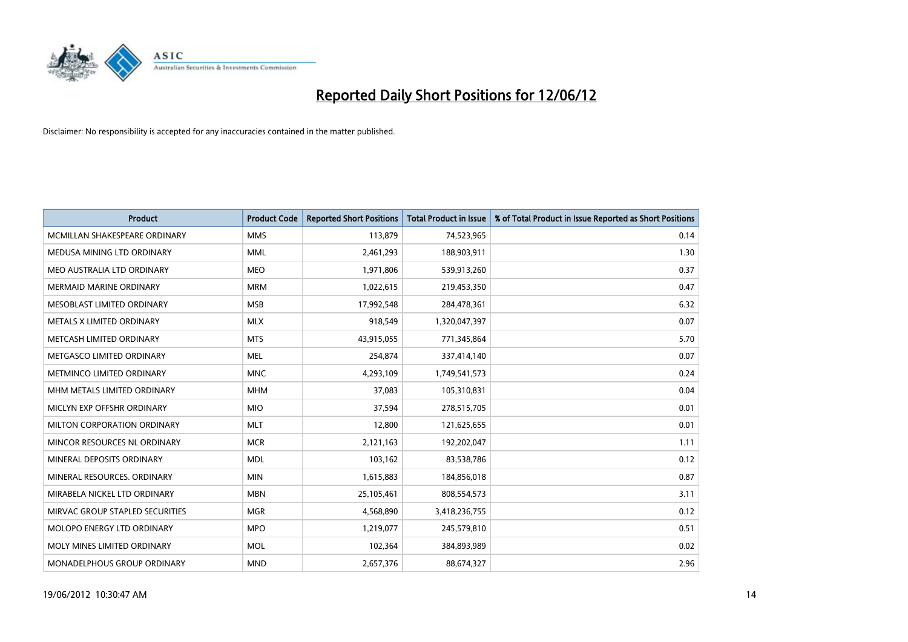# Reported Daily Short Positions for 12/06/12

Disclaimer: No responsibility is accepted for any inaccuracies contained in the matter published.

| Product | Product Code | Reported Short Positions | Total Product in Issue | % of Total Product in Issue Reported as Short Positions |
|---|---|---|---|---|
| MCMILLAN SHAKESPEARE ORDINARY | MMS | 113,879 | 74,523,965 | 0.14 |
| MEDUSA MINING LTD ORDINARY | MML | 2,461,293 | 188,903,911 | 1.30 |
| MEO AUSTRALIA LTD ORDINARY | MEO | 1,971,806 | 539,913,260 | 0.37 |
| MERMAID MARINE ORDINARY | MRM | 1,022,615 | 219,453,350 | 0.47 |
| MESOBLAST LIMITED ORDINARY | MSB | 17,992,548 | 284,478,361 | 6.32 |
| METALS X LIMITED ORDINARY | MLX | 918,549 | 1,320,047,397 | 0.07 |
| METCASH LIMITED ORDINARY | MTS | 43,915,055 | 771,345,864 | 5.70 |
| METGASCO LIMITED ORDINARY | MEL | 254,874 | 337,414,140 | 0.07 |
| METMINCO LIMITED ORDINARY | MNC | 4,293,109 | 1,749,541,573 | 0.24 |
| MHM METALS LIMITED ORDINARY | MHM | 37,083 | 105,310,831 | 0.04 |
| MICLYN EXP OFFSHR ORDINARY | MIO | 37,594 | 278,515,705 | 0.01 |
| MILTON CORPORATION ORDINARY | MLT | 12,800 | 121,625,655 | 0.01 |
| MINCOR RESOURCES NL ORDINARY | MCR | 2,121,163 | 192,202,047 | 1.11 |
| MINERAL DEPOSITS ORDINARY | MDL | 103,162 | 83,538,786 | 0.12 |
| MINERAL RESOURCES. ORDINARY | MIN | 1,615,883 | 184,856,018 | 0.87 |
| MIRABELA NICKEL LTD ORDINARY | MBN | 25,105,461 | 808,554,573 | 3.11 |
| MIRVAC GROUP STAPLED SECURITIES | MGR | 4,568,890 | 3,418,236,755 | 0.12 |
| MOLOPO ENERGY LTD ORDINARY | MPO | 1,219,077 | 245,579,810 | 0.51 |
| MOLY MINES LIMITED ORDINARY | MOL | 102,364 | 384,893,989 | 0.02 |
| MONADELPHOUS GROUP ORDINARY | MND | 2,657,376 | 88,674,327 | 2.96 |

19/06/2012 10:30:47 AM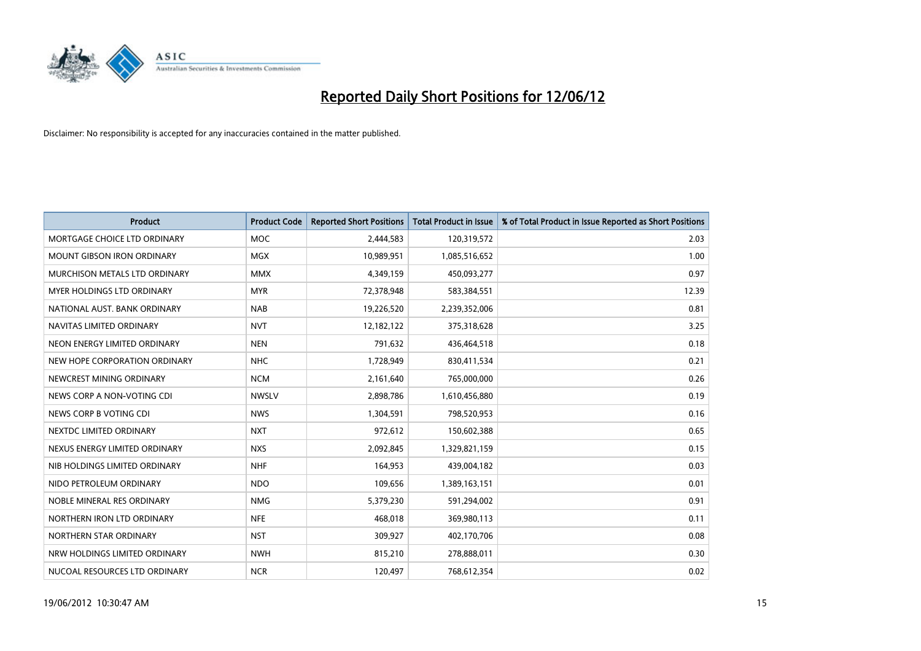# Reported Daily Short Positions for 12/06/12

Disclaimer: No responsibility is accepted for any inaccuracies contained in the matter published.

| Product | Product Code | Reported Short Positions | Total Product in Issue | % of Total Product in Issue Reported as Short Positions |
|---|---|---|---|---|
| MORTGAGE CHOICE LTD ORDINARY | MOC | 2,444,583 | 120,319,572 | 2.03 |
| MOUNT GIBSON IRON ORDINARY | MGX | 10,989,951 | 1,085,516,652 | 1.00 |
| MURCHISON METALS LTD ORDINARY | MMX | 4,349,159 | 450,093,277 | 0.97 |
| MYER HOLDINGS LTD ORDINARY | MYR | 72,378,948 | 583,384,551 | 12.39 |
| NATIONAL AUST. BANK ORDINARY | NAB | 19,226,520 | 2,239,352,006 | 0.81 |
| NAVITAS LIMITED ORDINARY | NVT | 12,182,122 | 375,318,628 | 3.25 |
| NEON ENERGY LIMITED ORDINARY | NEN | 791,632 | 436,464,518 | 0.18 |
| NEW HOPE CORPORATION ORDINARY | NHC | 1,728,949 | 830,411,534 | 0.21 |
| NEWCREST MINING ORDINARY | NCM | 2,161,640 | 765,000,000 | 0.26 |
| NEWS CORP A NON-VOTING CDI | NWSLV | 2,898,786 | 1,610,456,880 | 0.19 |
| NEWS CORP B VOTING CDI | NWS | 1,304,591 | 798,520,953 | 0.16 |
| NEXTDC LIMITED ORDINARY | NXT | 972,612 | 150,602,388 | 0.65 |
| NEXUS ENERGY LIMITED ORDINARY | NXS | 2,092,845 | 1,329,821,159 | 0.15 |
| NIB HOLDINGS LIMITED ORDINARY | NHF | 164,953 | 439,004,182 | 0.03 |
| NIDO PETROLEUM ORDINARY | NDO | 109,656 | 1,389,163,151 | 0.01 |
| NOBLE MINERAL RES ORDINARY | NMG | 5,379,230 | 591,294,002 | 0.91 |
| NORTHERN IRON LTD ORDINARY | NFE | 468,018 | 369,980,113 | 0.11 |
| NORTHERN STAR ORDINARY | NST | 309,927 | 402,170,706 | 0.08 |
| NRW HOLDINGS LIMITED ORDINARY | NWH | 815,210 | 278,888,011 | 0.30 |
| NUCOAL RESOURCES LTD ORDINARY | NCR | 120,497 | 768,612,354 | 0.02 |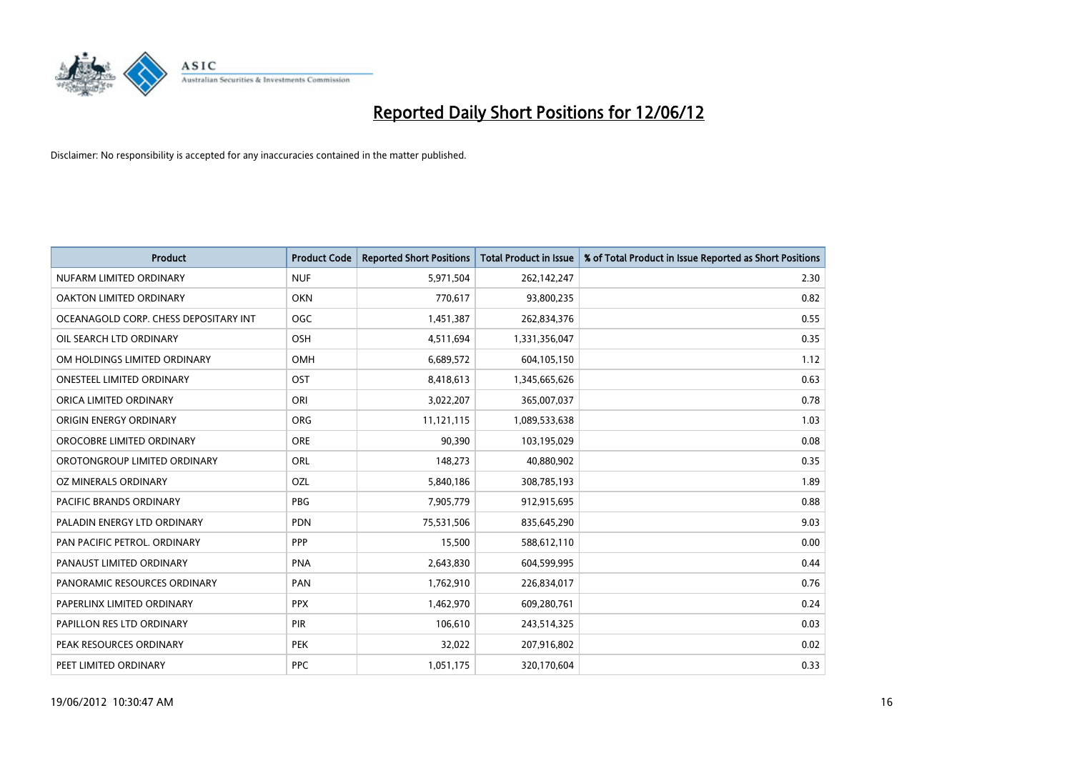# Reported Daily Short Positions for 12/06/12

Disclaimer: No responsibility is accepted for any inaccuracies contained in the matter published.

| Product | Product Code | Reported Short Positions | Total Product in Issue | % of Total Product in Issue Reported as Short Positions |
|---|---|---|---|---|
| NUFARM LIMITED ORDINARY | NUF | 5,971,504 | 262,142,247 | 2.30 |
| OAKTON LIMITED ORDINARY | OKN | 770,617 | 93,800,235 | 0.82 |
| OCEANAGOLD CORP. CHESS DEPOSITARY INT | OGC | 1,451,387 | 262,834,376 | 0.55 |
| OIL SEARCH LTD ORDINARY | OSH | 4,511,694 | 1,331,356,047 | 0.35 |
| OM HOLDINGS LIMITED ORDINARY | OMH | 6,689,572 | 604,105,150 | 1.12 |
| ONESTEEL LIMITED ORDINARY | OST | 8,418,613 | 1,345,665,626 | 0.63 |
| ORICA LIMITED ORDINARY | ORI | 3,022,207 | 365,007,037 | 0.78 |
| ORIGIN ENERGY ORDINARY | ORG | 11,121,115 | 1,089,533,638 | 1.03 |
| OROCOBRE LIMITED ORDINARY | ORE | 90,390 | 103,195,029 | 0.08 |
| OROTONGROUP LIMITED ORDINARY | ORL | 148,273 | 40,880,902 | 0.35 |
| OZ MINERALS ORDINARY | OZL | 5,840,186 | 308,785,193 | 1.89 |
| PACIFIC BRANDS ORDINARY | PBG | 7,905,779 | 912,915,695 | 0.88 |
| PALADIN ENERGY LTD ORDINARY | PDN | 75,531,506 | 835,645,290 | 9.03 |
| PAN PACIFIC PETROL. ORDINARY | PPP | 15,500 | 588,612,110 | 0.00 |
| PANAUST LIMITED ORDINARY | PNA | 2,643,830 | 604,599,995 | 0.44 |
| PANORAMIC RESOURCES ORDINARY | PAN | 1,762,910 | 226,834,017 | 0.76 |
| PAPERLINX LIMITED ORDINARY | PPX | 1,462,970 | 609,280,761 | 0.24 |
| PAPILLON RES LTD ORDINARY | PIR | 106,610 | 243,514,325 | 0.03 |
| PEAK RESOURCES ORDINARY | PEK | 32,022 | 207,916,802 | 0.02 |
| PEET LIMITED ORDINARY | PPC | 1,051,175 | 320,170,604 | 0.33 |

19/06/2012 10:30:47 AM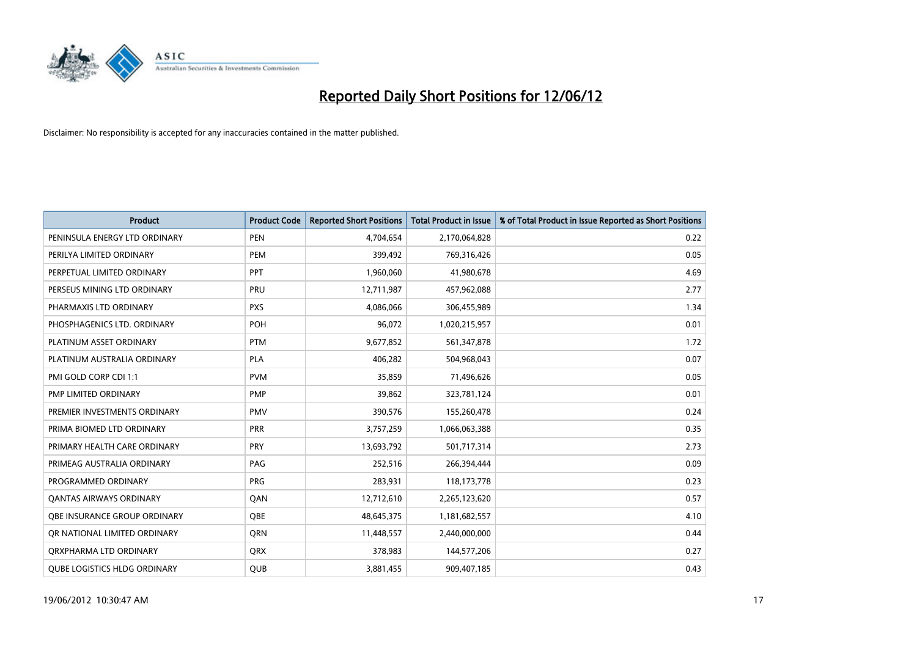# Reported Daily Short Positions for 12/06/12

Disclaimer: No responsibility is accepted for any inaccuracies contained in the matter published.

| Product | Product Code | Reported Short Positions | Total Product in Issue | % of Total Product in Issue Reported as Short Positions |
|---|---|---|---|---|
| PENINSULA ENERGY LTD ORDINARY | PEN | 4,704,654 | 2,170,064,828 | 0.22 |
| PERILYA LIMITED ORDINARY | PEM | 399,492 | 769,316,426 | 0.05 |
| PERPETUAL LIMITED ORDINARY | PPT | 1,960,060 | 41,980,678 | 4.69 |
| PERSEUS MINING LTD ORDINARY | PRU | 12,711,987 | 457,962,088 | 2.77 |
| PHARMAXIS LTD ORDINARY | PXS | 4,086,066 | 306,455,989 | 1.34 |
| PHOSPHAGENICS LTD. ORDINARY | POH | 96,072 | 1,020,215,957 | 0.01 |
| PLATINUM ASSET ORDINARY | PTM | 9,677,852 | 561,347,878 | 1.72 |
| PLATINUM AUSTRALIA ORDINARY | PLA | 406,282 | 504,968,043 | 0.07 |
| PMI GOLD CORP CDI 1:1 | PVM | 35,859 | 71,496,626 | 0.05 |
| PMP LIMITED ORDINARY | PMP | 39,862 | 323,781,124 | 0.01 |
| PREMIER INVESTMENTS ORDINARY | PMV | 390,576 | 155,260,478 | 0.24 |
| PRIMA BIOMED LTD ORDINARY | PRR | 3,757,259 | 1,066,063,388 | 0.35 |
| PRIMARY HEALTH CARE ORDINARY | PRY | 13,693,792 | 501,717,314 | 2.73 |
| PRIMEAG AUSTRALIA ORDINARY | PAG | 252,516 | 266,394,444 | 0.09 |
| PROGRAMMED ORDINARY | PRG | 283,931 | 118,173,778 | 0.23 |
| QANTAS AIRWAYS ORDINARY | QAN | 12,712,610 | 2,265,123,620 | 0.57 |
| QBE INSURANCE GROUP ORDINARY | QBE | 48,645,375 | 1,181,682,557 | 4.10 |
| QR NATIONAL LIMITED ORDINARY | QRN | 11,448,557 | 2,440,000,000 | 0.44 |
| QRXPHARMA LTD ORDINARY | QRX | 378,983 | 144,577,206 | 0.27 |
| QUBE LOGISTICS HLDG ORDINARY | QUB | 3,881,455 | 909,407,185 | 0.43 |

19/06/2012 10:30:47 AM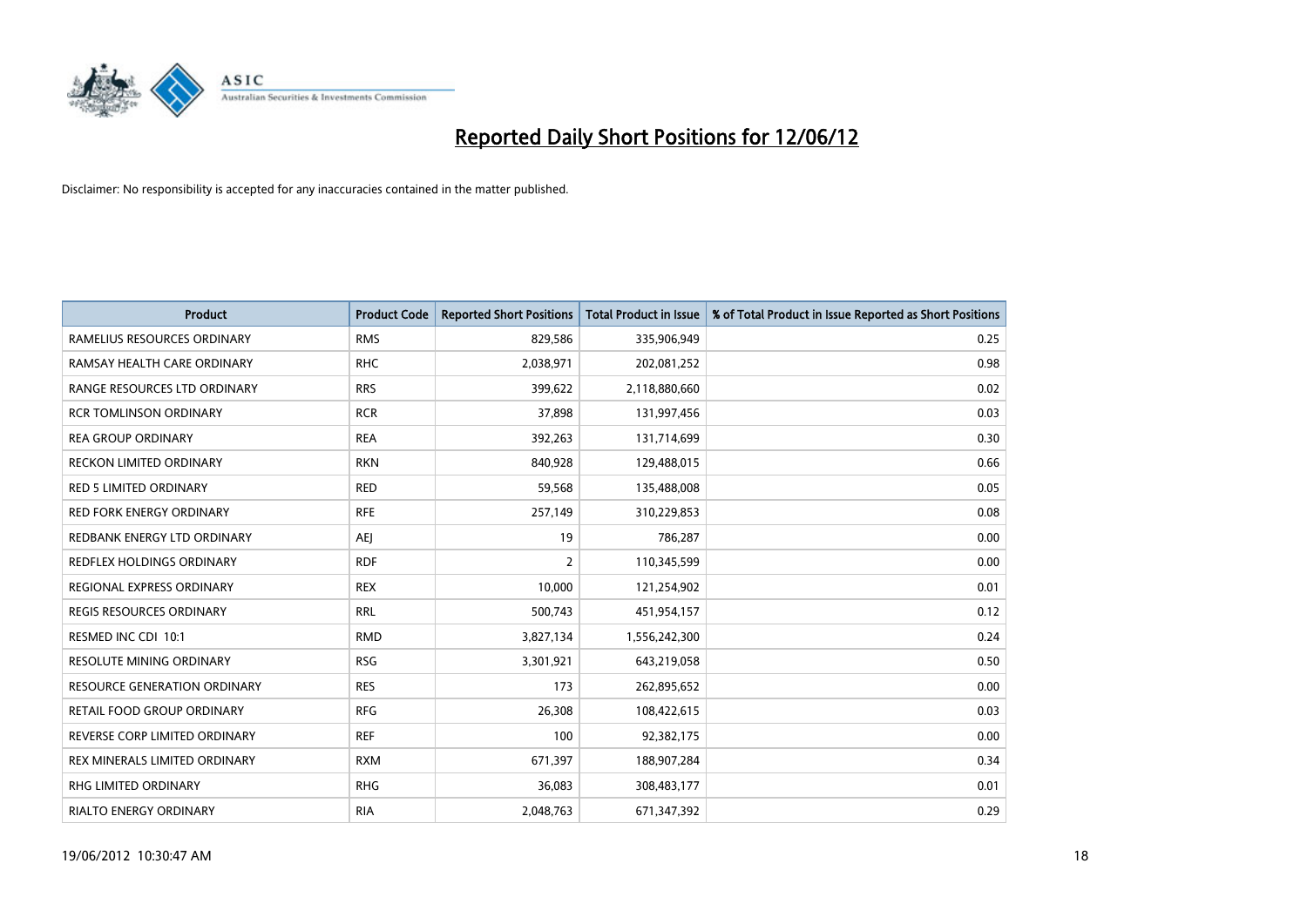# Reported Daily Short Positions for 12/06/12

Disclaimer: No responsibility is accepted for any inaccuracies contained in the matter published.

| Product | Product Code | Reported Short Positions | Total Product in Issue | % of Total Product in Issue Reported as Short Positions |
|---|---|---|---|---|
| RAMELIUS RESOURCES ORDINARY | RMS | 829,586 | 335,906,949 | 0.25 |
| RAMSAY HEALTH CARE ORDINARY | RHC | 2,038,971 | 202,081,252 | 0.98 |
| RANGE RESOURCES LTD ORDINARY | RRS | 399,622 | 2,118,880,660 | 0.02 |
| RCR TOMLINSON ORDINARY | RCR | 37,898 | 131,997,456 | 0.03 |
| REA GROUP ORDINARY | REA | 392,263 | 131,714,699 | 0.30 |
| RECKON LIMITED ORDINARY | RKN | 840,928 | 129,488,015 | 0.66 |
| RED 5 LIMITED ORDINARY | RED | 59,568 | 135,488,008 | 0.05 |
| RED FORK ENERGY ORDINARY | RFE | 257,149 | 310,229,853 | 0.08 |
| REDBANK ENERGY LTD ORDINARY | AEJ | 19 | 786,287 | 0.00 |
| REDFLEX HOLDINGS ORDINARY | RDF | 2 | 110,345,599 | 0.00 |
| REGIONAL EXPRESS ORDINARY | REX | 10,000 | 121,254,902 | 0.01 |
| REGIS RESOURCES ORDINARY | RRL | 500,743 | 451,954,157 | 0.12 |
| RESMED INC CDI 10:1 | RMD | 3,827,134 | 1,556,242,300 | 0.24 |
| RESOLUTE MINING ORDINARY | RSG | 3,301,921 | 643,219,058 | 0.50 |
| RESOURCE GENERATION ORDINARY | RES | 173 | 262,895,652 | 0.00 |
| RETAIL FOOD GROUP ORDINARY | RFG | 26,308 | 108,422,615 | 0.03 |
| REVERSE CORP LIMITED ORDINARY | REF | 100 | 92,382,175 | 0.00 |
| REX MINERALS LIMITED ORDINARY | RXM | 671,397 | 188,907,284 | 0.34 |
| RHG LIMITED ORDINARY | RHG | 36,083 | 308,483,177 | 0.01 |
| RIALTO ENERGY ORDINARY | RIA | 2,048,763 | 671,347,392 | 0.29 |

19/06/2012 10:30:47 AM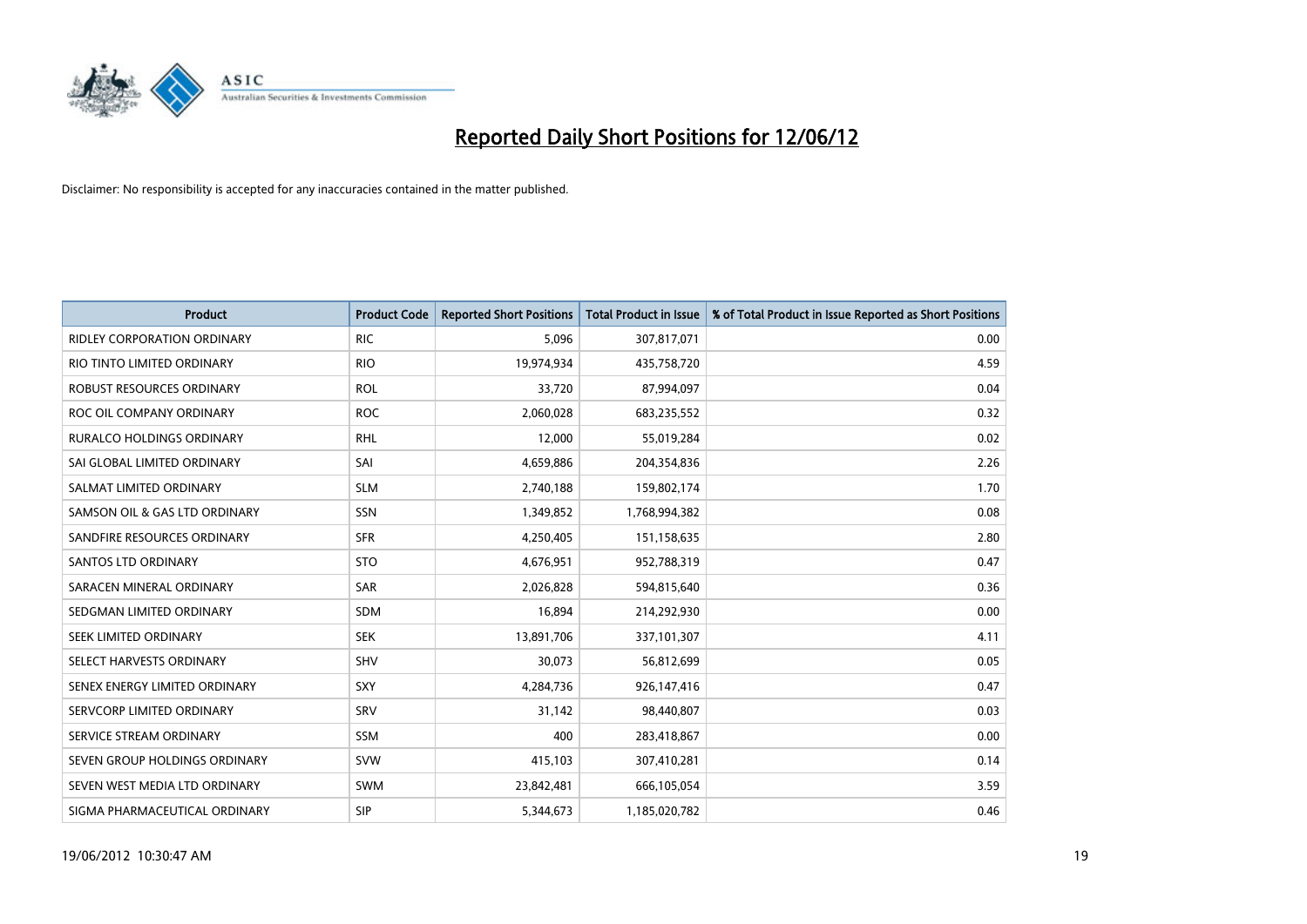# Reported Daily Short Positions for 12/06/12

Disclaimer: No responsibility is accepted for any inaccuracies contained in the matter published.

| Product | Product Code | Reported Short Positions | Total Product in Issue | % of Total Product in Issue Reported as Short Positions |
|---|---|---|---|---|
| RIDLEY CORPORATION ORDINARY | RIC | 5,096 | 307,817,071 | 0.00 |
| RIO TINTO LIMITED ORDINARY | RIO | 19,974,934 | 435,758,720 | 4.59 |
| ROBUST RESOURCES ORDINARY | ROL | 33,720 | 87,994,097 | 0.04 |
| ROC OIL COMPANY ORDINARY | ROC | 2,060,028 | 683,235,552 | 0.32 |
| RURALCO HOLDINGS ORDINARY | RHL | 12,000 | 55,019,284 | 0.02 |
| SAI GLOBAL LIMITED ORDINARY | SAI | 4,659,886 | 204,354,836 | 2.26 |
| SALMAT LIMITED ORDINARY | SLM | 2,740,188 | 159,802,174 | 1.70 |
| SAMSON OIL & GAS LTD ORDINARY | SSN | 1,349,852 | 1,768,994,382 | 0.08 |
| SANDFIRE RESOURCES ORDINARY | SFR | 4,250,405 | 151,158,635 | 2.80 |
| SANTOS LTD ORDINARY | STO | 4,676,951 | 952,788,319 | 0.47 |
| SARACEN MINERAL ORDINARY | SAR | 2,026,828 | 594,815,640 | 0.36 |
| SEDGMAN LIMITED ORDINARY | SDM | 16,894 | 214,292,930 | 0.00 |
| SEEK LIMITED ORDINARY | SEK | 13,891,706 | 337,101,307 | 4.11 |
| SELECT HARVESTS ORDINARY | SHV | 30,073 | 56,812,699 | 0.05 |
| SENEX ENERGY LIMITED ORDINARY | SXY | 4,284,736 | 926,147,416 | 0.47 |
| SERVCORP LIMITED ORDINARY | SRV | 31,142 | 98,440,807 | 0.03 |
| SERVICE STREAM ORDINARY | SSM | 400 | 283,418,867 | 0.00 |
| SEVEN GROUP HOLDINGS ORDINARY | SVW | 415,103 | 307,410,281 | 0.14 |
| SEVEN WEST MEDIA LTD ORDINARY | SWM | 23,842,481 | 666,105,054 | 3.59 |
| SIGMA PHARMACEUTICAL ORDINARY | SIP | 5,344,673 | 1,185,020,782 | 0.46 |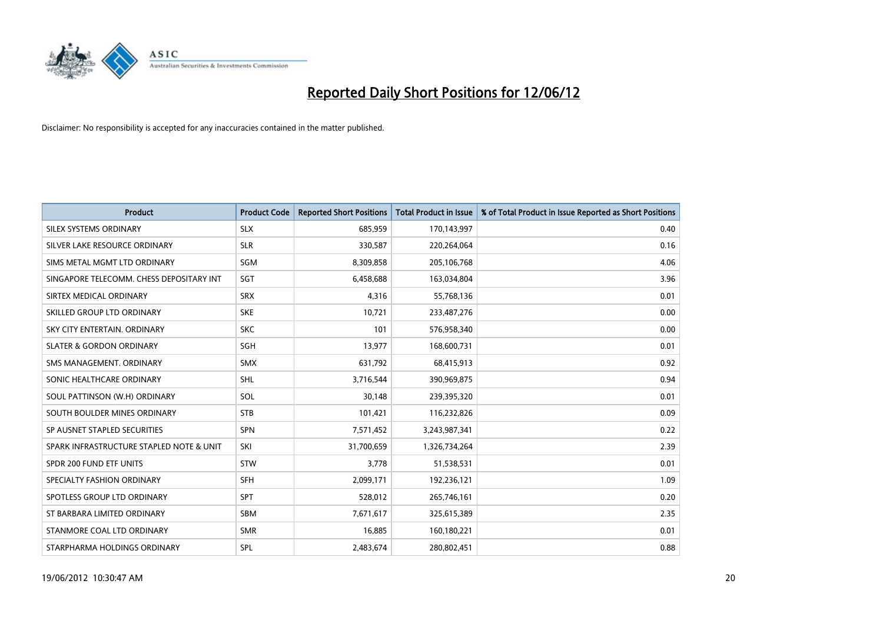# Reported Daily Short Positions for 12/06/12

Disclaimer: No responsibility is accepted for any inaccuracies contained in the matter published.

| Product | Product Code | Reported Short Positions | Total Product in Issue | % of Total Product in Issue Reported as Short Positions |
| --- | --- | --- | --- | --- |
| SILEX SYSTEMS ORDINARY | SLX | 685,959 | 170,143,997 | 0.40 |
| SILVER LAKE RESOURCE ORDINARY | SLR | 330,587 | 220,264,064 | 0.16 |
| SIMS METAL MGMT LTD ORDINARY | SGM | 8,309,858 | 205,106,768 | 4.06 |
| SINGAPORE TELECOMM. CHESS DEPOSITARY INT | SGT | 6,458,688 | 163,034,804 | 3.96 |
| SIRTEX MEDICAL ORDINARY | SRX | 4,316 | 55,768,136 | 0.01 |
| SKILLED GROUP LTD ORDINARY | SKE | 10,721 | 233,487,276 | 0.00 |
| SKY CITY ENTERTAIN. ORDINARY | SKC | 101 | 576,958,340 | 0.00 |
| SLATER & GORDON ORDINARY | SGH | 13,977 | 168,600,731 | 0.01 |
| SMS MANAGEMENT. ORDINARY | SMX | 631,792 | 68,415,913 | 0.92 |
| SONIC HEALTHCARE ORDINARY | SHL | 3,716,544 | 390,969,875 | 0.94 |
| SOUL PATTINSON (W.H) ORDINARY | SOL | 30,148 | 239,395,320 | 0.01 |
| SOUTH BOULDER MINES ORDINARY | STB | 101,421 | 116,232,826 | 0.09 |
| SP AUSNET STAPLED SECURITIES | SPN | 7,571,452 | 3,243,987,341 | 0.22 |
| SPARK INFRASTRUCTURE STAPLED NOTE & UNIT | SKI | 31,700,659 | 1,326,734,264 | 2.39 |
| SPDR 200 FUND ETF UNITS | STW | 3,778 | 51,538,531 | 0.01 |
| SPECIALTY FASHION ORDINARY | SFH | 2,099,171 | 192,236,121 | 1.09 |
| SPOTLESS GROUP LTD ORDINARY | SPT | 528,012 | 265,746,161 | 0.20 |
| ST BARBARA LIMITED ORDINARY | SBM | 7,671,617 | 325,615,389 | 2.35 |
| STANMORE COAL LTD ORDINARY | SMR | 16,885 | 160,180,221 | 0.01 |
| STARPHARMA HOLDINGS ORDINARY | SPL | 2,483,674 | 280,802,451 | 0.88 |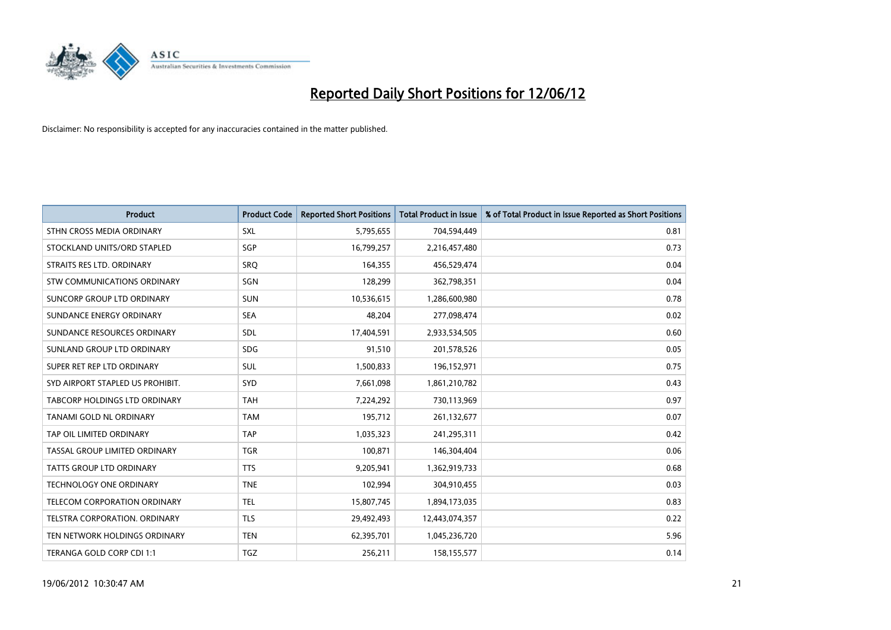# Reported Daily Short Positions for 12/06/12

Disclaimer: No responsibility is accepted for any inaccuracies contained in the matter published.

| Product | Product Code | Reported Short Positions | Total Product in Issue | % of Total Product in Issue Reported as Short Positions |
|---|---|---|---|---|
| STHN CROSS MEDIA ORDINARY | SXL | 5,795,655 | 704,594,449 | 0.81 |
| STOCKLAND UNITS/ORD STAPLED | SGP | 16,799,257 | 2,216,457,480 | 0.73 |
| STRAITS RES LTD. ORDINARY | SRQ | 164,355 | 456,529,474 | 0.04 |
| STW COMMUNICATIONS ORDINARY | SGN | 128,299 | 362,798,351 | 0.04 |
| SUNCORP GROUP LTD ORDINARY | SUN | 10,536,615 | 1,286,600,980 | 0.78 |
| SUNDANCE ENERGY ORDINARY | SEA | 48,204 | 277,098,474 | 0.02 |
| SUNDANCE RESOURCES ORDINARY | SDL | 17,404,591 | 2,933,534,505 | 0.60 |
| SUNLAND GROUP LTD ORDINARY | SDG | 91,510 | 201,578,526 | 0.05 |
| SUPER RET REP LTD ORDINARY | SUL | 1,500,833 | 196,152,971 | 0.75 |
| SYD AIRPORT STAPLED US PROHIBIT. | SYD | 7,661,098 | 1,861,210,782 | 0.43 |
| TABCORP HOLDINGS LTD ORDINARY | TAH | 7,224,292 | 730,113,969 | 0.97 |
| TANAMI GOLD NL ORDINARY | TAM | 195,712 | 261,132,677 | 0.07 |
| TAP OIL LIMITED ORDINARY | TAP | 1,035,323 | 241,295,311 | 0.42 |
| TASSAL GROUP LIMITED ORDINARY | TGR | 100,871 | 146,304,404 | 0.06 |
| TATTS GROUP LTD ORDINARY | TTS | 9,205,941 | 1,362,919,733 | 0.68 |
| TECHNOLOGY ONE ORDINARY | TNE | 102,994 | 304,910,455 | 0.03 |
| TELECOM CORPORATION ORDINARY | TEL | 15,807,745 | 1,894,173,035 | 0.83 |
| TELSTRA CORPORATION. ORDINARY | TLS | 29,492,493 | 12,443,074,357 | 0.22 |
| TEN NETWORK HOLDINGS ORDINARY | TEN | 62,395,701 | 1,045,236,720 | 5.96 |
| TERANGA GOLD CORP CDI 1:1 | TGZ | 256,211 | 158,155,577 | 0.14 |

19/06/2012 10:30:47 AM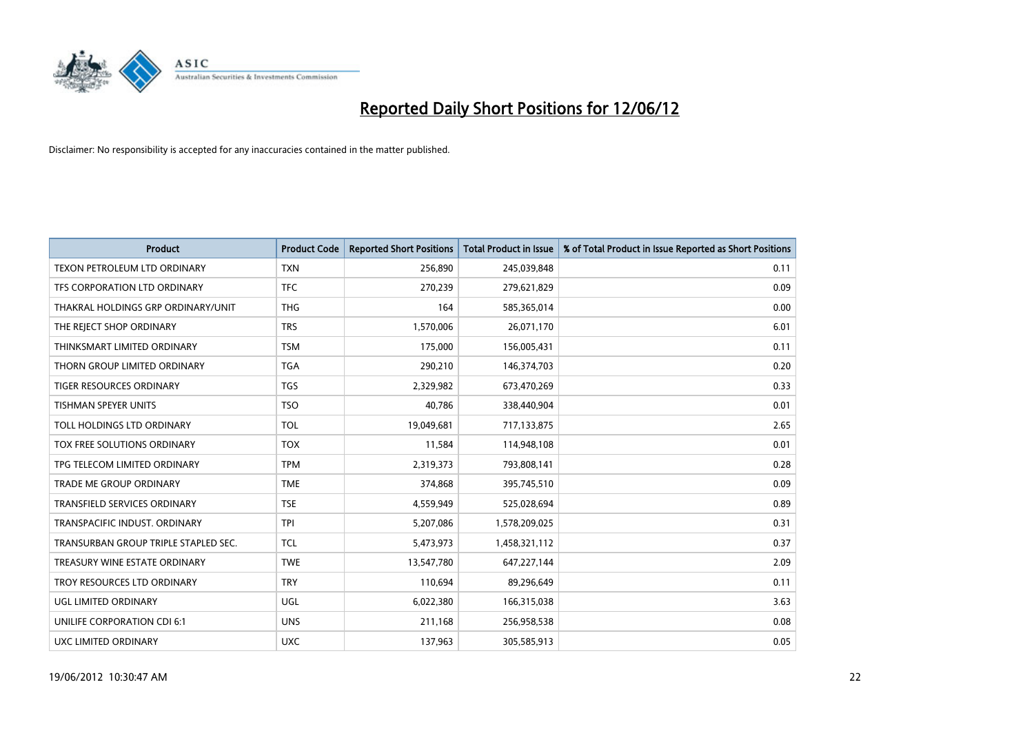# Reported Daily Short Positions for 12/06/12

Disclaimer: No responsibility is accepted for any inaccuracies contained in the matter published.

| Product | Product Code | Reported Short Positions | Total Product in Issue | % of Total Product in Issue Reported as Short Positions |
|---|---|---|---|---|
| TEXON PETROLEUM LTD ORDINARY | TXN | 256,890 | 245,039,848 | 0.11 |
| TFS CORPORATION LTD ORDINARY | TFC | 270,239 | 279,621,829 | 0.09 |
| THAKRAL HOLDINGS GRP ORDINARY/UNIT | THG | 164 | 585,365,014 | 0.00 |
| THE REJECT SHOP ORDINARY | TRS | 1,570,006 | 26,071,170 | 6.01 |
| THINKSMART LIMITED ORDINARY | TSM | 175,000 | 156,005,431 | 0.11 |
| THORN GROUP LIMITED ORDINARY | TGA | 290,210 | 146,374,703 | 0.20 |
| TIGER RESOURCES ORDINARY | TGS | 2,329,982 | 673,470,269 | 0.33 |
| TISHMAN SPEYER UNITS | TSO | 40,786 | 338,440,904 | 0.01 |
| TOLL HOLDINGS LTD ORDINARY | TOL | 19,049,681 | 717,133,875 | 2.65 |
| TOX FREE SOLUTIONS ORDINARY | TOX | 11,584 | 114,948,108 | 0.01 |
| TPG TELECOM LIMITED ORDINARY | TPM | 2,319,373 | 793,808,141 | 0.28 |
| TRADE ME GROUP ORDINARY | TME | 374,868 | 395,745,510 | 0.09 |
| TRANSFIELD SERVICES ORDINARY | TSE | 4,559,949 | 525,028,694 | 0.89 |
| TRANSPACIFIC INDUST. ORDINARY | TPI | 5,207,086 | 1,578,209,025 | 0.31 |
| TRANSURBAN GROUP TRIPLE STAPLED SEC. | TCL | 5,473,973 | 1,458,321,112 | 0.37 |
| TREASURY WINE ESTATE ORDINARY | TWE | 13,547,780 | 647,227,144 | 2.09 |
| TROY RESOURCES LTD ORDINARY | TRY | 110,694 | 89,296,649 | 0.11 |
| UGL LIMITED ORDINARY | UGL | 6,022,380 | 166,315,038 | 3.63 |
| UNILIFE CORPORATION CDI 6:1 | UNS | 211,168 | 256,958,538 | 0.08 |
| UXC LIMITED ORDINARY | UXC | 137,963 | 305,585,913 | 0.05 |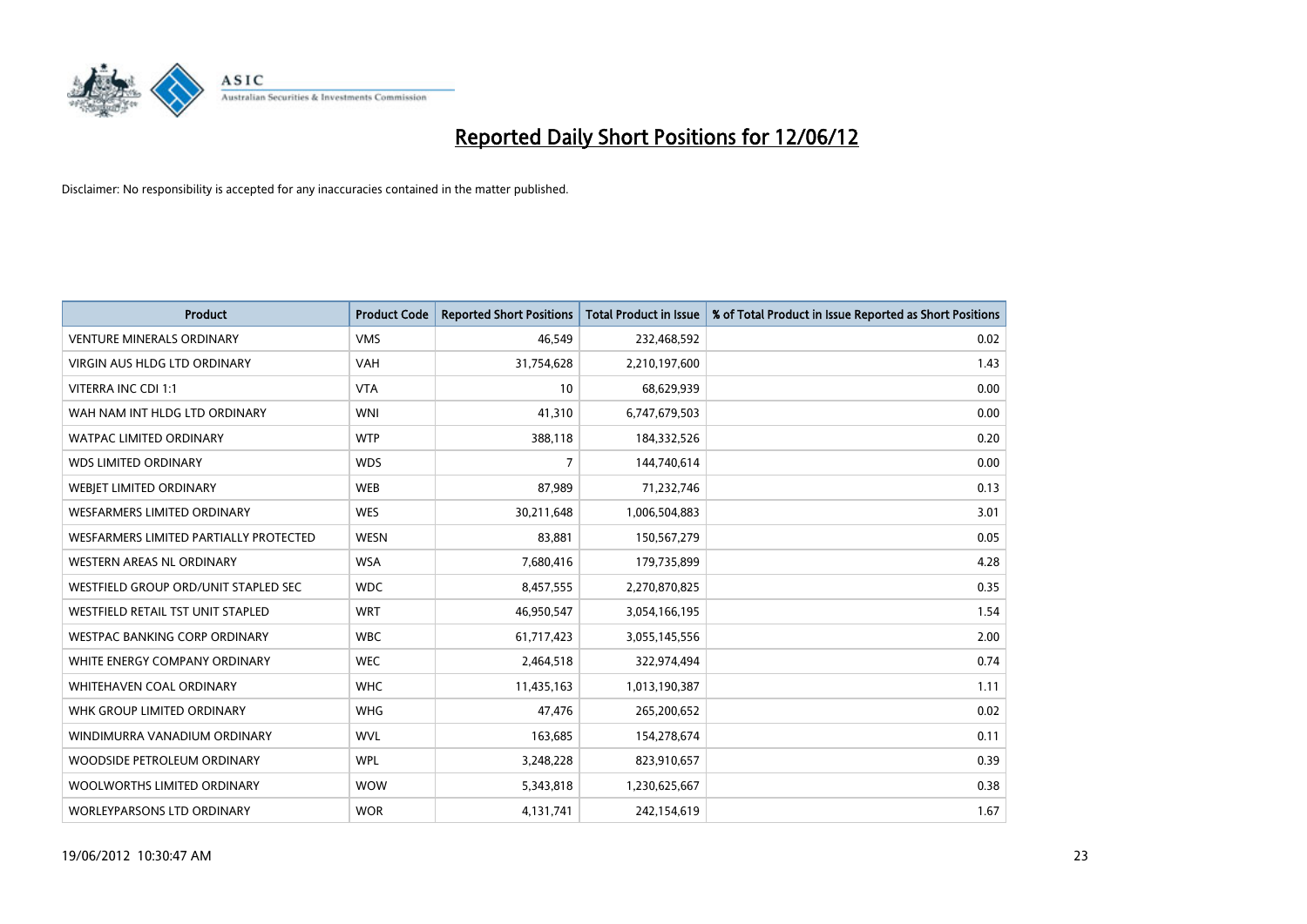# Reported Daily Short Positions for 12/06/12

Disclaimer: No responsibility is accepted for any inaccuracies contained in the matter published.

| Product | Product Code | Reported Short Positions | Total Product in Issue | % of Total Product in Issue Reported as Short Positions |
|---|---|---|---|---|
| VENTURE MINERALS ORDINARY | VMS | 46,549 | 232,468,592 | 0.02 |
| VIRGIN AUS HLDG LTD ORDINARY | VAH | 31,754,628 | 2,210,197,600 | 1.43 |
| VITERRA INC CDI 1:1 | VTA | 10 | 68,629,939 | 0.00 |
| WAH NAM INT HLDG LTD ORDINARY | WNI | 41,310 | 6,747,679,503 | 0.00 |
| WATPAC LIMITED ORDINARY | WTP | 388,118 | 184,332,526 | 0.20 |
| WDS LIMITED ORDINARY | WDS | 7 | 144,740,614 | 0.00 |
| WEBJET LIMITED ORDINARY | WEB | 87,989 | 71,232,746 | 0.13 |
| WESFARMERS LIMITED ORDINARY | WES | 30,211,648 | 1,006,504,883 | 3.01 |
| WESFARMERS LIMITED PARTIALLY PROTECTED | WESN | 83,881 | 150,567,279 | 0.05 |
| WESTERN AREAS NL ORDINARY | WSA | 7,680,416 | 179,735,899 | 4.28 |
| WESTFIELD GROUP ORD/UNIT STAPLED SEC | WDC | 8,457,555 | 2,270,870,825 | 0.35 |
| WESTFIELD RETAIL TST UNIT STAPLED | WRT | 46,950,547 | 3,054,166,195 | 1.54 |
| WESTPAC BANKING CORP ORDINARY | WBC | 61,717,423 | 3,055,145,556 | 2.00 |
| WHITE ENERGY COMPANY ORDINARY | WEC | 2,464,518 | 322,974,494 | 0.74 |
| WHITEHAVEN COAL ORDINARY | WHC | 11,435,163 | 1,013,190,387 | 1.11 |
| WHK GROUP LIMITED ORDINARY | WHG | 47,476 | 265,200,652 | 0.02 |
| WINDIMURRA VANADIUM ORDINARY | WVL | 163,685 | 154,278,674 | 0.11 |
| WOODSIDE PETROLEUM ORDINARY | WPL | 3,248,228 | 823,910,657 | 0.39 |
| WOOLWORTHS LIMITED ORDINARY | WOW | 5,343,818 | 1,230,625,667 | 0.38 |
| WORLEYPARSONS LTD ORDINARY | WOR | 4,131,741 | 242,154,619 | 1.67 |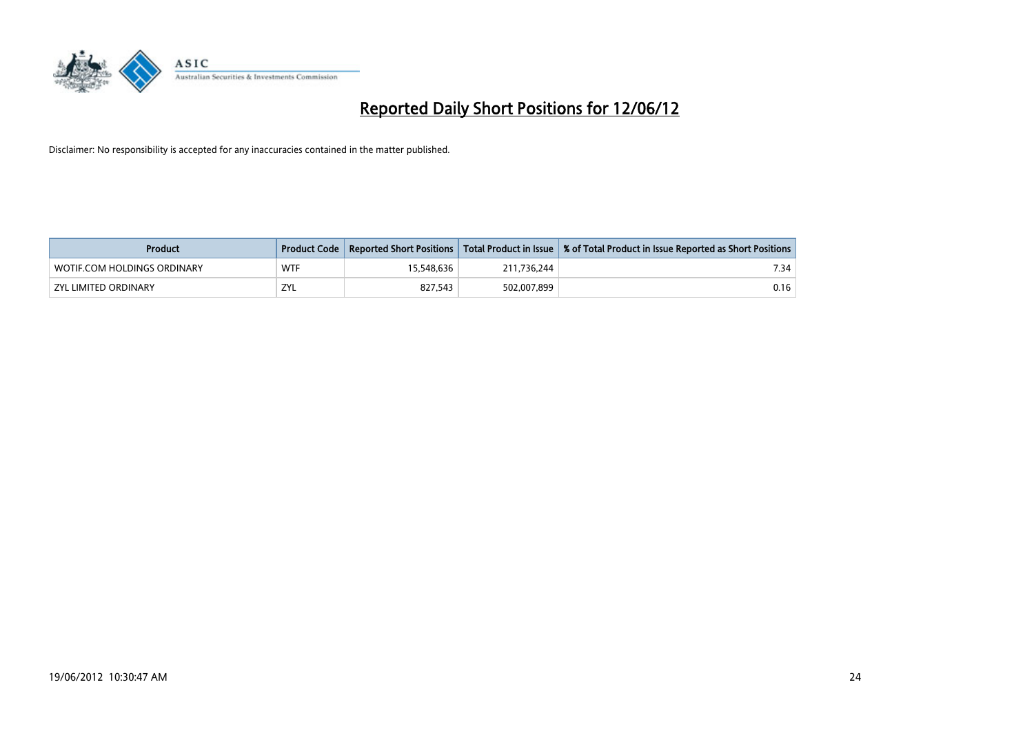# Reported Daily Short Positions for 12/06/12

Disclaimer: No responsibility is accepted for any inaccuracies contained in the matter published.

| Product | Product Code | Reported Short Positions | Total Product in Issue | % of Total Product in Issue Reported as Short Positions |
|---|---|---|---|---|
| WOTIF.COM HOLDINGS ORDINARY | WTF | 15,548,636 | 211,736,244 | 7.34 |
| ZYL LIMITED ORDINARY | ZYL | 827,543 | 502,007,899 | 0.16 |

19/06/2012 10:30:47 AM